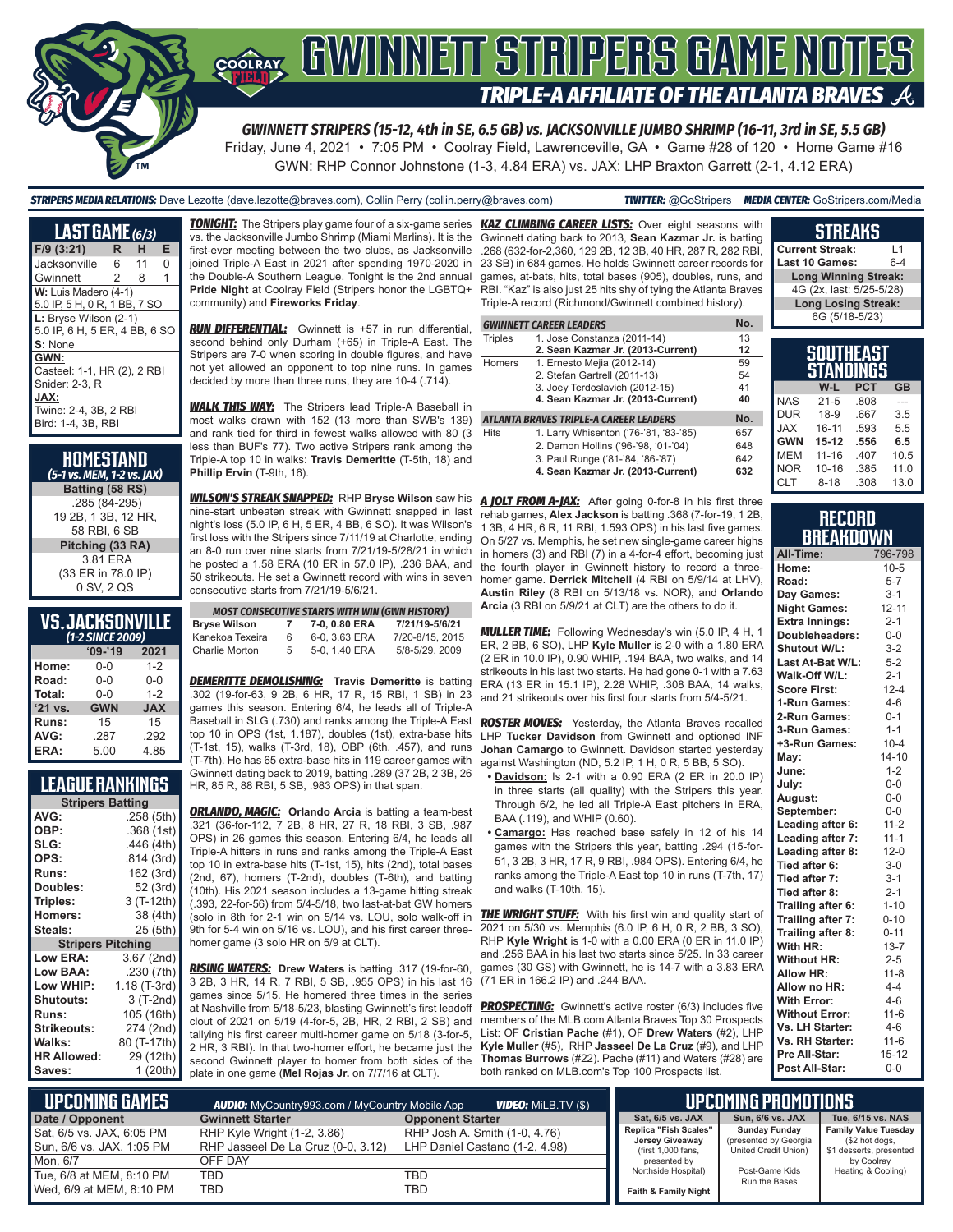# GWINNETT STRIPERS GAME NOTES

## TRIPLE-A AFFILIATE OF THE ATLANTA BRAVES

**GWINNETT STRIPERS (15-12, 4th in SE, 6.5 GB) vs. JACKSONVILLE JUMBO SHRIMP (16-11, 3rd in SE, 5.5 GB)**

Friday, June 4, 2021 • 7:05 PM • Coolray Field, Lawrenceville, GA • Game #28 of 120 • Home Game #16

GWN: RHP Connor Johnstone (1-3, 4.84 ERA) vs. JAX: LHP Braxton Garrett (2-1, 4.12 ERA)

**STRIPERS MEDIA RELATIONS:** Dave Lezotte (dave.lezotte@braves.com), Collin Perry (collin.perry@braves.com) **TWITTER:** @GoStripers **MEDIA CENTER:** GoStripers.com/Media

## LAST GAME (6/3)

| F/9 (3:21) | R | H | E |
|---|---|---|---|
| Jacksonville | 6 | 11 | 0 |
| Gwinnett | 2 | 8 | 1 |

**W:** Luis Madero (4-1)
5.0 IP, 5 H, 0 R, 1 BB, 7 SO

**L:** Bryse Wilson (2-1)
5.0 IP, 6 H, 5 ER, 4 BB, 6 SO

**S:** None

**GWN:**
Casteel: 1-1, HR (2), 2 RBI
Snider: 2-3, R

**JAX:**
Twine: 2-4, 3B, 2 RBI
Bird: 1-4, 3B, RBI

## HOMESTAND
*(5-1 vs. MEM, 1-2 vs. JAX)*

**Batting (58 RS)**
.285 (84-295)
19 2B, 1 3B, 12 HR,
58 RBI, 6 SB

**Pitching (33 RA)**
3.81 ERA
(33 ER in 78.0 IP)
0 SV, 2 QS

## VS. JACKSONVILLE
*(1-2 SINCE 2009)*

| | '09-'19 | 2021 |
|---|---|---|
| Home: | 0-0 | 1-2 |
| Road: | 0-0 | 0-0 |
| Total: | 0-0 | 1-2 |
| '21 vs. | GWN | JAX |
| Runs: | 15 | 15 |
| AVG: | .287 | .292 |
| ERA: | 5.00 | 4.85 |

## LEAGUE RANKINGS

| Stripers Batting | |
|---|---|
| AVG: | .258 (5th) |
| OBP: | .368 (1st) |
| SLG: | .446 (4th) |
| OPS: | .814 (3rd) |
| Runs: | 162 (3rd) |
| Doubles: | 52 (3rd) |
| Triples: | 3 (T-12th) |
| Homers: | 38 (4th) |
| Steals: | 25 (5th) |
| **Stripers Pitching** | |
| Low ERA: | 3.67 (2nd) |
| Low BAA: | .230 (7th) |
| Low WHIP: | 1.18 (T-3rd) |
| Shutouts: | 3 (T-2nd) |
| Runs: | 105 (16th) |
| Strikeouts: | 274 (2nd) |
| Walks: | 80 (T-17th) |
| HR Allowed: | 29 (12th) |
| Saves: | 1 (20th) |

***TONIGHT:*** The Stripers play game four of a six-game series vs. the Jacksonville Jumbo Shrimp (Miami Marlins). It is the first-ever meeting between the two clubs, as Jacksonville joined Triple-A East in 2021 after spending 1970-2020 in the Double-A Southern League. Tonight is the 2nd annual **Pride Night** at Coolray Field (Stripers honor the LGBTQ+ community) and **Fireworks Friday**.

***RUN DIFFERENTIAL:*** Gwinnett is +57 in run differential, second behind only Durham (+65) in Triple-A East. The Stripers are 7-0 when scoring in double figures, and have not yet allowed an opponent to top nine runs. In games decided by more than three runs, they are 10-4 (.714).

***WALK THIS WAY:*** The Stripers lead Triple-A Baseball in most walks drawn with 152 (13 more than SWB's 139) and rank tied for third in fewest walks allowed with 80 (3 less than BUF's 77). Two active Stripers rank among the Triple-A top 10 in walks: **Travis Demeritte** (T-5th, 18) and **Phillip Ervin** (T-9th, 16).

***WILSON'S STREAK SNAPPED:*** RHP **Bryse Wilson** saw his nine-start unbeaten streak with Gwinnett snapped in last night's loss (5.0 IP, 6 H, 5 ER, 4 BB, 6 SO). It was Wilson's first loss with the Stripers since 7/11/19 at Charlotte, ending an 8-0 run over nine starts from 7/21/19-5/28/21 in which he posted a 1.58 ERA (10 ER in 57.0 IP), .236 BAA, and 50 strikeouts. He set a Gwinnett record with wins in seven consecutive starts from 7/21/19-5/6/21.

| MOST CONSECUTIVE STARTS WITH WIN (GWN HISTORY) | | | |
|---|---|---|---|
| **Bryse Wilson** | **7** | **7-0, 0.80 ERA** | **7/21/19-5/6/21** |
| Kanekoa Texeira | 6 | 6-0, 3.63 ERA | 7/20-8/15, 2015 |
| Charlie Morton | 5 | 5-0, 1.40 ERA | 5/8-5/29, 2009 |

***DEMERITTE DEMOLISHING:*** **Travis Demeritte** is batting .302 (19-for-63, 9 2B, 6 HR, 17 R, 15 RBI, 1 SB) in 23 games this season. Entering 6/4, he leads all of Triple-A Baseball in SLG (.730) and ranks among the Triple-A East top 10 in OPS (1st, 1.187), doubles (1st), extra-base hits (T-1st, 15), walks (T-3rd, 18), OBP (6th, .457), and runs (T-7th). He has 65 extra-base hits in 119 career games with Gwinnett dating back to 2019, batting .289 (37 2B, 2 3B, 26 HR, 85 R, 88 RBI, 5 SB, .983 OPS) in that span.

***ORLANDO, MAGIC:*** **Orlando Arcia** is batting a team-best .321 (36-for-112, 7 2B, 8 HR, 27 R, 18 RBI, 3 SB, .987 OPS) in 26 games this season. Entering 6/4, he leads all Triple-A hitters in runs and ranks among the Triple-A East top 10 in extra-base hits (T-1st, 15), hits (2nd), total bases (2nd, 67), homers (T-2nd), doubles (T-6th), and batting (10th). His 2021 season includes a 13-game hitting streak (.393, 22-for-56) from 5/4-5/18, two last-at-bat GW homers (solo in 8th for 2-1 win on 5/14 vs. LOU, solo walk-off in 9th for 5-4 win on 5/16 vs. LOU), and his first career three-homer game (3 solo HR on 5/9 at CLT).

***RISING WATERS:*** **Drew Waters** is batting .317 (19-for-60, 3 2B, 3 HR, 14 R, 7 RBI, 5 SB, .955 OPS) in his last 16 games since 5/15. He homered three times in the series at Nashville from 5/18-5/23, blasting Gwinnett's first leadoff clout of 2021 on 5/19 (4-for-5, 2B, HR, 2 RBI, 2 SB) and tallying his first career multi-homer game on 5/18 (3-for-5, 2 HR, 3 RBI). In that two-homer effort, he became just the second Gwinnett player to homer from both sides of the plate in one game (**Mel Rojas Jr.** on 7/7/16 at CLT).

***KAZ CLIMBING CAREER LISTS:*** Over eight seasons with Gwinnett dating back to 2013, **Sean Kazmar Jr.** is batting .268 (632-for-2,360, 129 2B, 12 3B, 40 HR, 287 R, 282 RBI, 23 SB) in 684 games. He holds Gwinnett career records for games, at-bats, hits, total bases (905), doubles, runs, and RBI. "Kaz" is also just 25 hits shy of tying the Atlanta Braves Triple-A record (Richmond/Gwinnett combined history).

| GWINNETT CAREER LEADERS | | No. |
|---|---|---|
| Triples | 1. Jose Constanza (2011-14) | 13 |
| | **2. Sean Kazmar Jr. (2013-Current)** | **12** |
| Homers | 1. Ernesto Mejia (2012-14) | 59 |
| | 2. Stefan Gartrell (2011-13) | 54 |
| | 3. Joey Terdoslavich (2012-15) | 41 |
| | **4. Sean Kazmar Jr. (2013-Current)** | **40** |
| **ATLANTA BRAVES TRIPLE-A CAREER LEADERS** | | **No.** |
| Hits | 1. Larry Whisenton ('76-'81, '83-'85) | 657 |
| | 2. Damon Hollins ('96-'98, '01-'04) | 648 |
| | 3. Paul Runge ('81-'84, '86-'87) | 642 |
| | **4. Sean Kazmar Jr. (2013-Current)** | **632** |

***A JOLT FROM A-JAX:*** After going 0-for-8 in his first three rehab games, **Alex Jackson** is batting .368 (7-for-19, 1 2B, 1 3B, 4 HR, 6 R, 11 RBI, 1.593 OPS) in his last five games. On 5/27 vs. Memphis, he set new single-game career highs in homers (3) and RBI (7) in a 4-for-4 effort, becoming just the fourth player in Gwinnett history to record a three-homer game. **Derrick Mitchell** (4 RBI on 5/9/14 at LHV), **Austin Riley** (8 RBI on 5/13/18 vs. NOR), and **Orlando Arcia** (3 RBI on 5/9/21 at CLT) are the others to do it.

***MULLER TIME:*** Following Wednesday's win (5.0 IP, 4 H, 1 ER, 2 BB, 6 SO), LHP **Kyle Muller** is 2-0 with a 1.80 ERA (2 ER in 10.0 IP), 0.90 WHIP, .194 BAA, two walks, and 14 strikeouts in his last two starts. He had gone 0-1 with a 7.63 ERA (13 ER in 15.1 IP), 2.28 WHIP, .308 BAA, 14 walks, and 21 strikeouts over his first four starts from 5/4-5/21.

***ROSTER MOVES:*** Yesterday, the Atlanta Braves recalled LHP **Tucker Davidson** from Gwinnett and optioned INF **Johan Camargo** to Gwinnett. Davidson started yesterday against Washington (ND, 5.2 IP, 1 H, 0 R, 5 BB, 5 SO).

- **Davidson:** Is 2-1 with a 0.90 ERA (2 ER in 20.0 IP) in three starts (all quality) with the Stripers this year. Through 6/2, he led all Triple-A East pitchers in ERA, BAA (.119), and WHIP (0.60).
- **Camargo:** Has reached base safely in 12 of his 14 games with the Stripers this year, batting .294 (15-for-51, 3 2B, 3 HR, 17 R, 9 RBI, .984 OPS). Entering 6/4, he ranks among the Triple-A East top 10 in runs (T-7th, 17) and walks (T-10th, 15).

***THE WRIGHT STUFF:*** With his first win and quality start of 2021 on 5/30 vs. Memphis (6.0 IP, 6 H, 0 R, 2 BB, 3 SO), RHP **Kyle Wright** is 1-0 with a 0.00 ERA (0 ER in 11.0 IP) and .256 BAA in his last two starts since 5/25. In 33 career games (30 GS) with Gwinnett, he is 14-7 with a 3.83 ERA (71 ER in 166.2 IP) and .244 BAA.

***PROSPECTING:*** Gwinnett's active roster (6/3) includes five members of the MLB.com Atlanta Braves Top 30 Prospects List: OF **Cristian Pache** (#1), OF **Drew Waters** (#2), LHP **Kyle Muller** (#5), RHP **Jasseel De La Cruz** (#9), and LHP **Thomas Burrows** (#22). Pache (#11) and Waters (#28) are both ranked on MLB.com's Top 100 Prospects list.

## STREAKS

| | |
|---|---|
| Current Streak: | L1 |
| Last 10 Games: | 6-4 |
| **Long Winning Streak:** | |
| 4G (2x, last: 5/25-5/28) | |
| **Long Losing Streak:** | |
| 6G (5/18-5/23) | |

## SOUTHEAST STANDINGS

| | W-L | PCT | GB |
|---|---|---|---|
| NAS | 21-5 | .808 | --- |
| DUR | 18-9 | .667 | 3.5 |
| JAX | 16-11 | .593 | 5.5 |
| **GWN** | **15-12** | **.556** | **6.5** |
| MEM | 11-16 | .407 | 10.5 |
| NOR | 10-16 | .385 | 11.0 |
| CLT | 8-18 | .308 | 13.0 |

## RECORD BREAKDOWN

| | |
|---|---|
| All-Time: | 796-798 |
| Home: | 10-5 |
| Road: | 5-7 |
| Day Games: | 3-1 |
| Night Games: | 12-11 |
| Extra Innings: | 2-1 |
| Doubleheaders: | 0-0 |
| Shutout W/L: | 3-2 |
| Last At-Bat W/L: | 5-2 |
| Walk-Off W/L: | 2-1 |
| Score First: | 12-4 |
| 1-Run Games: | 4-6 |
| 2-Run Games: | 0-1 |
| 3-Run Games: | 1-1 |
| +3-Run Games: | 10-4 |
| May: | 14-10 |
| June: | 1-2 |
| July: | 0-0 |
| August: | 0-0 |
| September: | 0-0 |
| Leading after 6: | 11-2 |
| Leading after 7: | 11-1 |
| Leading after 8: | 12-0 |
| Tied after 6: | 3-0 |
| Tied after 7: | 3-1 |
| Tied after 8: | 2-1 |
| Trailing after 6: | 1-10 |
| Trailing after 7: | 0-10 |
| Trailing after 8: | 0-11 |
| With HR: | 13-7 |
| Without HR: | 2-5 |
| Allow HR: | 11-8 |
| Allow no HR: | 4-4 |
| With Error: | 4-6 |
| Without Error: | 11-6 |
| Vs. LH Starter: | 4-6 |
| Vs. RH Starter: | 11-6 |
| Pre All-Star: | 15-12 |
| Post All-Star: | 0-0 |

## UPCOMING GAMES

**AUDIO:** MyCountry993.com / MyCountry Mobile App **VIDEO:** MiLB.TV ($)

| Date / Opponent | Gwinnett Starter | Opponent Starter |
|---|---|---|
| Sat, 6/5 vs. JAX, 6:05 PM | RHP Kyle Wright (1-2, 3.86) | RHP Josh A. Smith (1-0, 4.76) |
| Sun, 6/6 vs. JAX, 1:05 PM | RHP Jasseel De La Cruz (0-0, 3.12) | LHP Daniel Castano (1-2, 4.98) |
| Mon, 6/7 | OFF DAY | |
| Tue, 6/8 at MEM, 8:10 PM | TBD | TBD |
| Wed, 6/9 at MEM, 8:10 PM | TBD | TBD |

## UPCOMING PROMOTIONS

| Sat, 6/5 vs. JAX | Sun, 6/6 vs. JAX | Tue, 6/15 vs. NAS |
|---|---|---|
| **Replica "Fish Scales" Jersey Giveaway** (first 1,000 fans, presented by Northside Hospital) | **Sunday Funday** (presented by Georgia United Credit Union) | **Family Value Tuesday** ($2 hot dogs, $1 desserts, presented by Coolray Heating & Cooling) |
| **Faith & Family Night** | Post-Game Kids Run the Bases | |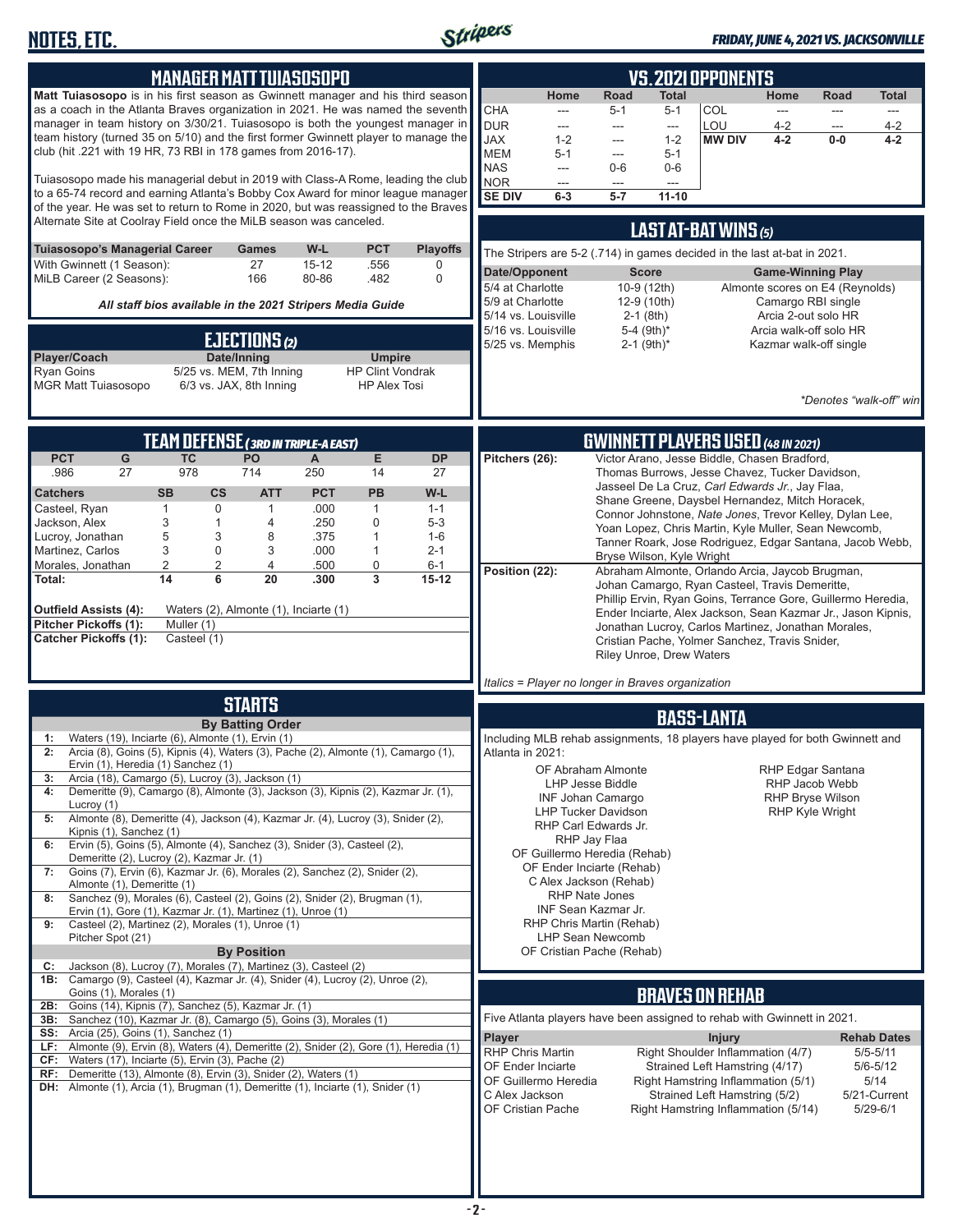# NOTES, ETC.

*FRIDAY, JUNE 4, 2021 VS. JACKSONVILLE*

## MANAGER MATT TUIASOSOPO

**Matt Tuiasosopo** is in his first season as Gwinnett manager and his third season as a coach in the Atlanta Braves organization in 2021. He was named the seventh manager in team history on 3/30/21. Tuiasosopo is both the youngest manager in team history (turned 35 on 5/10) and the first former Gwinnett player to manage the club (hit .221 with 19 HR, 73 RBI in 178 games from 2016-17).

Tuiasosopo made his managerial debut in 2019 with Class-A Rome, leading the club to a 65-74 record and earning Atlanta's Bobby Cox Award for minor league manager of the year. He was set to return to Rome in 2020, but was reassigned to the Braves Alternate Site at Coolray Field once the MiLB season was canceled.

| Tuiasosopo's Managerial Career | Games | W-L | PCT | Playoffs |
|---|---|---|---|---|
| With Gwinnett (1 Season): | 27 | 15-12 | .556 | 0 |
| MiLB Career (2 Seasons): | 166 | 80-86 | .482 | 0 |

***All staff bios available in the 2021 Stripers Media Guide***

## EJECTIONS (2)

| Player/Coach | Date/Inning | Umpire |
|---|---|---|
| Ryan Goins | 5/25 vs. MEM, 7th Inning | HP Clint Vondrak |
| MGR Matt Tuiasosopo | 6/3 vs. JAX, 8th Inning | HP Alex Tosi |

## VS. 2021 OPPONENTS

| | Home | Road | Total | | Home | Road | Total |
|---|---|---|---|---|---|---|---|
| CHA | --- | 5-1 | 5-1 | COL | --- | --- | --- |
| DUR | --- | --- | --- | LOU | 4-2 | --- | 4-2 |
| JAX | 1-2 | --- | 1-2 | **MW DIV** | **4-2** | **0-0** | **4-2** |
| MEM | 5-1 | --- | 5-1 | | | | |
| NAS | --- | 0-6 | 0-6 | | | | |
| NOR | --- | --- | --- | | | | |
| **SE DIV** | **6-3** | **5-7** | **11-10** | | | | |

## LAST AT-BAT WINS (5)

The Stripers are 5-2 (.714) in games decided in the last at-bat in 2021.

| Date/Opponent | Score | Game-Winning Play |
|---|---|---|
| 5/4 at Charlotte | 10-9 (12th) | Almonte scores on E4 (Reynolds) |
| 5/9 at Charlotte | 12-9 (10th) | Camargo RBI single |
| 5/14 vs. Louisville | 2-1 (8th) | Arcia 2-out solo HR |
| 5/16 vs. Louisville | 5-4 (9th)* | Arcia walk-off solo HR |
| 5/25 vs. Memphis | 2-1 (9th)* | Kazmar walk-off single |

*Denotes "walk-off" win

## TEAM DEFENSE (3RD IN TRIPLE-A EAST)

| PCT | G | TC | PO | A | E | DP |
|---|---|---|---|---|---|---|
| .986 | 27 | 978 | 714 | 250 | 14 | 27 |

| Catchers | SB | CS | ATT | PCT | PB | W-L |
|---|---|---|---|---|---|---|
| Casteel, Ryan | 1 | 0 | 1 | .000 | 1 | 1-1 |
| Jackson, Alex | 3 | 1 | 4 | .250 | 0 | 5-3 |
| Lucroy, Jonathan | 5 | 3 | 8 | .375 | 1 | 1-6 |
| Martinez, Carlos | 3 | 0 | 3 | .000 | 1 | 2-1 |
| Morales, Jonathan | 2 | 2 | 4 | .500 | 0 | 6-1 |
| **Total:** | **14** | **6** | **20** | **.300** | **3** | **15-12** |

**Outfield Assists (4):** Waters (2), Almonte (1), Inciarte (1)
**Pitcher Pickoffs (1):** Muller (1)
**Catcher Pickoffs (1):** Casteel (1)

## GWINNETT PLAYERS USED (48 IN 2021)

**Pitchers (26):** Victor Arano, Jesse Biddle, Chasen Bradford, Thomas Burrows, Jesse Chavez, Tucker Davidson, Jasseel De La Cruz, *Carl Edwards Jr.*, Jay Flaa, Shane Greene, Daysbel Hernandez, Mitch Horacek, Connor Johnstone, *Nate Jones*, Trevor Kelley, Dylan Lee, Yoan Lopez, Chris Martin, Kyle Muller, Sean Newcomb, Tanner Roark, Jose Rodriguez, Edgar Santana, Jacob Webb, Bryse Wilson, Kyle Wright

**Position (22):** Abraham Almonte, Orlando Arcia, Jaycob Brugman, Johan Camargo, Ryan Casteel, Travis Demeritte, Phillip Ervin, Ryan Goins, Terrance Gore, Guillermo Heredia, Ender Inciarte, Alex Jackson, Sean Kazmar Jr., Jason Kipnis, Jonathan Lucroy, Carlos Martinez, Jonathan Morales, Cristian Pache, Yolmer Sanchez, Travis Snider, Riley Unroe, Drew Waters

*Italics = Player no longer in Braves organization*

## STARTS

**By Batting Order**

- **1:** Waters (19), Inciarte (6), Almonte (1), Ervin (1)
- **2:** Arcia (8), Goins (5), Kipnis (4), Waters (3), Pache (2), Almonte (1), Camargo (1), Ervin (1), Heredia (1) Sanchez (1)
- **3:** Arcia (18), Camargo (5), Lucroy (3), Jackson (1)
- **4:** Demeritte (9), Camargo (8), Almonte (3), Jackson (3), Kipnis (2), Kazmar Jr. (1), Lucroy (1)
- **5:** Almonte (8), Demeritte (4), Jackson (4), Kazmar Jr. (4), Lucroy (3), Snider (2), Kipnis (1), Sanchez (1)
- **6:** Ervin (5), Goins (5), Almonte (4), Sanchez (3), Snider (3), Casteel (2), Demeritte (2), Lucroy (2), Kazmar Jr. (1)
- **7:** Goins (7), Ervin (6), Kazmar Jr. (6), Morales (2), Sanchez (2), Snider (2), Almonte (1), Demeritte (1)
- **8:** Sanchez (9), Morales (6), Casteel (2), Goins (2), Snider (2), Brugman (1), Ervin (1), Gore (1), Kazmar Jr. (1), Martinez (1), Unroe (1)
- **9:** Casteel (2), Martinez (2), Morales (1), Unroe (1) Pitcher Spot (21)

**By Position**

- **C:** Jackson (8), Lucroy (7), Morales (7), Martinez (3), Casteel (2)
- **1B:** Camargo (9), Casteel (4), Kazmar Jr. (4), Snider (4), Lucroy (2), Unroe (2), Goins (1), Morales (1)
- **2B:** Goins (14), Kipnis (7), Sanchez (5), Kazmar Jr. (1)
- **3B:** Sanchez (10), Kazmar Jr. (8), Camargo (5), Goins (3), Morales (1)
- **SS:** Arcia (25), Goins (1), Sanchez (1)
- **LF:** Almonte (9), Ervin (8), Waters (4), Demeritte (2), Snider (2), Gore (1), Heredia (1)
- **CF:** Waters (17), Inciarte (5), Ervin (3), Pache (2)
- **RF:** Demeritte (13), Almonte (8), Ervin (3), Snider (2), Waters (1)
- **DH:** Almonte (1), Arcia (1), Brugman (1), Demeritte (1), Inciarte (1), Snider (1)

## BASS-LANTA

Including MLB rehab assignments, 18 players have played for both Gwinnett and Atlanta in 2021:

- OF Abraham Almonte
- LHP Jesse Biddle
- INF Johan Camargo
- LHP Tucker Davidson
- RHP Carl Edwards Jr.
- RHP Jay Flaa
- OF Guillermo Heredia (Rehab)
- OF Ender Inciarte (Rehab)
- C Alex Jackson (Rehab)
- RHP Nate Jones
- INF Sean Kazmar Jr.
- RHP Chris Martin (Rehab)
- LHP Sean Newcomb
- OF Cristian Pache (Rehab)
- RHP Edgar Santana
- RHP Jacob Webb
- RHP Bryse Wilson
- RHP Kyle Wright

## BRAVES ON REHAB

Five Atlanta players have been assigned to rehab with Gwinnett in 2021.

| Player | Injury | Rehab Dates |
|---|---|---|
| RHP Chris Martin | Right Shoulder Inflammation (4/7) | 5/5-5/11 |
| OF Ender Inciarte | Strained Left Hamstring (4/17) | 5/6-5/12 |
| OF Guillermo Heredia | Right Hamstring Inflammation (5/1) | 5/14 |
| C Alex Jackson | Strained Left Hamstring (5/2) | 5/21-Current |
| OF Cristian Pache | Right Hamstring Inflammation (5/14) | 5/29-6/1 |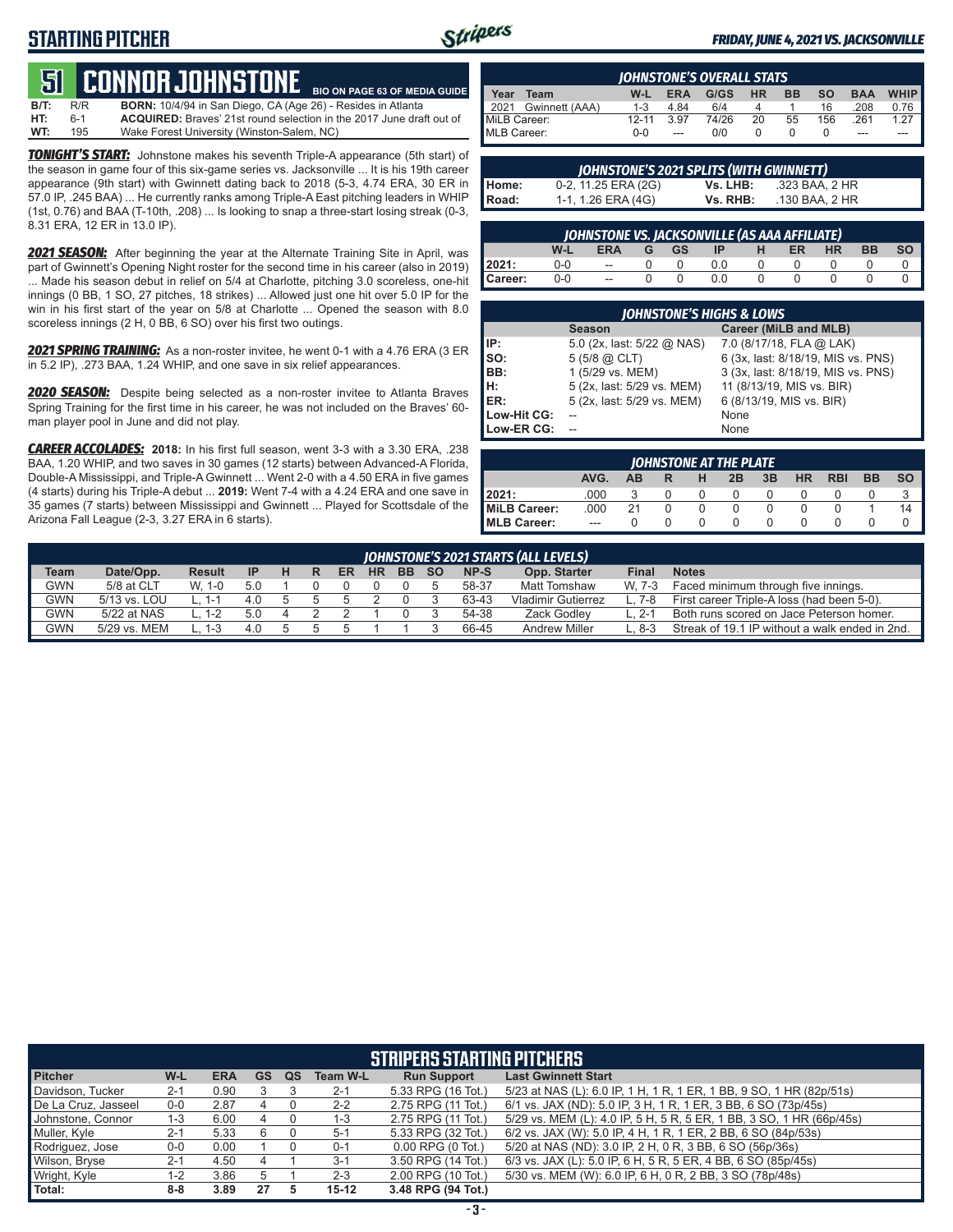# STARTING PITCHER

*FRIDAY, JUNE 4, 2021 VS. JACKSONVILLE*

## 51 CONNOR JOHNSTONE

BIO ON PAGE 63 OF MEDIA GUIDE

**B/T:** R/R **BORN:** 10/4/94 in San Diego, CA (Age 26) - Resides in Atlanta
**HT:** 6-1 **ACQUIRED:** Braves' 21st round selection in the 2017 June draft out of
**WT:** 195 Wake Forest University (Winston-Salem, NC)

***TONIGHT'S START:*** Johnstone makes his seventh Triple-A appearance (5th start) of the season in game four of this six-game series vs. Jacksonville ... It is his 19th career appearance (9th start) with Gwinnett dating back to 2018 (5-3, 4.74 ERA, 30 ER in 57.0 IP, .245 BAA) ... He currently ranks among Triple-A East pitching leaders in WHIP (1st, 0.76) and BAA (T-10th, .208) ... Is looking to snap a three-start losing streak (0-3, 8.31 ERA, 12 ER in 13.0 IP).

***2021 SEASON:*** After beginning the year at the Alternate Training Site in April, was part of Gwinnett's Opening Night roster for the second time in his career (also in 2019) ... Made his season debut in relief on 5/4 at Charlotte, pitching 3.0 scoreless, one-hit innings (0 BB, 1 SO, 27 pitches, 18 strikes) ... Allowed just one hit over 5.0 IP for the win in his first start of the year on 5/8 at Charlotte ... Opened the season with 8.0 scoreless innings (2 H, 0 BB, 6 SO) over his first two outings.

***2021 SPRING TRAINING:*** As a non-roster invitee, he went 0-1 with a 4.76 ERA (3 ER in 5.2 IP), .273 BAA, 1.24 WHIP, and one save in six relief appearances.

***2020 SEASON:*** Despite being selected as a non-roster invitee to Atlanta Braves Spring Training for the first time in his career, he was not included on the Braves' 60-man player pool in June and did not play.

***CAREER ACCOLADES:*** **2018:** In his first full season, went 3-3 with a 3.30 ERA, .238 BAA, 1.20 WHIP, and two saves in 30 games (12 starts) between Advanced-A Florida, Double-A Mississippi, and Triple-A Gwinnett ... Went 2-0 with a 4.50 ERA in five games (4 starts) during his Triple-A debut ... **2019:** Went 7-4 with a 4.24 ERA and one save in 35 games (7 starts) between Mississippi and Gwinnett ... Played for Scottsdale of the Arizona Fall League (2-3, 3.27 ERA in 6 starts).

### JOHNSTONE'S OVERALL STATS

| Year | Team | W-L | ERA | G/GS | HR | BB | SO | BAA | WHIP |
|---|---|---|---|---|---|---|---|---|---|
| 2021 | Gwinnett (AAA) | 1-3 | 4.84 | 6/4 | 4 | 1 | 16 | .208 | 0.76 |
| MiLB Career: | | 12-11 | 3.97 | 74/26 | 20 | 55 | 156 | .261 | 1.27 |
| MLB Career: | | 0-0 | --- | 0/0 | 0 | 0 | 0 | --- | --- |

### JOHNSTONE'S 2021 SPLITS (WITH GWINNETT)

| | | | |
|---|---|---|---|
| Home: | 0-2, 11.25 ERA (2G) | Vs. LHB: | .323 BAA, 2 HR |
| Road: | 1-1, 1.26 ERA (4G) | Vs. RHB: | .130 BAA, 2 HR |

### JOHNSTONE VS. JACKSONVILLE (AS AAA AFFILIATE)

| | W-L | ERA | G | GS | IP | H | ER | HR | BB | SO |
|---|---|---|---|---|---|---|---|---|---|---|
| 2021: | 0-0 | -- | 0 | 0 | 0.0 | 0 | 0 | 0 | 0 | 0 |
| Career: | 0-0 | -- | 0 | 0 | 0.0 | 0 | 0 | 0 | 0 | 0 |

### JOHNSTONE'S HIGHS & LOWS

| | Season | Career (MiLB and MLB) |
|---|---|---|
| IP: | 5.0 (2x, last: 5/22 @ NAS) | 7.0 (8/17/18, FLA @ LAK) |
| SO: | 5 (5/8 @ CLT) | 6 (3x, last: 8/18/19, MIS vs. PNS) |
| BB: | 1 (5/29 vs. MEM) | 3 (3x, last: 8/18/19, MIS vs. PNS) |
| H: | 5 (2x, last: 5/29 vs. MEM) | 11 (8/13/19, MIS vs. BIR) |
| ER: | 5 (2x, last: 5/29 vs. MEM) | 6 (8/13/19, MIS vs. BIR) |
| Low-Hit CG: | -- | None |
| Low-ER CG: | -- | None |

### JOHNSTONE AT THE PLATE

| | AVG. | AB | R | H | 2B | 3B | HR | RBI | BB | SO |
|---|---|---|---|---|---|---|---|---|---|---|
| 2021: | .000 | 3 | 0 | 0 | 0 | 0 | 0 | 0 | 0 | 3 |
| MiLB Career: | .000 | 21 | 0 | 0 | 0 | 0 | 0 | 0 | 1 | 14 |
| MLB Career: | --- | 0 | 0 | 0 | 0 | 0 | 0 | 0 | 0 | 0 |

### JOHNSTONE'S 2021 STARTS (ALL LEVELS)

| Team | Date/Opp. | Result | IP | H | R | ER | HR | BB | SO | NP-S | Opp. Starter | Final | Notes |
|---|---|---|---|---|---|---|---|---|---|---|---|---|---|
| GWN | 5/8 at CLT | W, 1-0 | 5.0 | 1 | 0 | 0 | 0 | 0 | 5 | 58-37 | Matt Tomshaw | W, 7-3 | Faced minimum through five innings. |
| GWN | 5/13 vs. LOU | L, 1-1 | 4.0 | 5 | 5 | 5 | 2 | 0 | 3 | 63-43 | Vladimir Gutierrez | L, 7-8 | First career Triple-A loss (had been 5-0). |
| GWN | 5/22 at NAS | L, 1-2 | 5.0 | 4 | 2 | 2 | 1 | 0 | 3 | 54-38 | Zack Godley | L, 2-1 | Both runs scored on Jace Peterson homer. |
| GWN | 5/29 vs. MEM | L, 1-3 | 4.0 | 5 | 5 | 5 | 1 | 1 | 3 | 66-45 | Andrew Miller | L, 8-3 | Streak of 19.1 IP without a walk ended in 2nd. |

### STRIPERS STARTING PITCHERS

| Pitcher | W-L | ERA | GS | QS | Team W-L | Run Support | Last Gwinnett Start |
|---|---|---|---|---|---|---|---|
| Davidson, Tucker | 2-1 | 0.90 | 3 | 3 | 2-1 | 5.33 RPG (16 Tot.) | 5/23 at NAS (L): 6.0 IP, 1 H, 1 R, 1 ER, 1 BB, 9 SO, 1 HR (82p/51s) |
| De La Cruz, Jasseel | 0-0 | 2.87 | 4 | 0 | 2-2 | 2.75 RPG (11 Tot.) | 6/1 vs. JAX (ND): 5.0 IP, 3 H, 1 R, 1 ER, 3 BB, 6 SO (73p/45s) |
| Johnstone, Connor | 1-3 | 6.00 | 4 | 0 | 1-3 | 2.75 RPG (11 Tot.) | 5/29 vs. MEM (L): 4.0 IP, 5 H, 5 R, 5 ER, 1 BB, 3 SO, 1 HR (66p/45s) |
| Muller, Kyle | 2-1 | 5.33 | 6 | 0 | 5-1 | 5.33 RPG (32 Tot.) | 6/2 vs. JAX (W): 5.0 IP, 4 H, 1 R, 1 ER, 2 BB, 6 SO (84p/53s) |
| Rodriguez, Jose | 0-0 | 0.00 | 1 | 0 | 0-1 | 0.00 RPG (0 Tot.) | 5/20 at NAS (ND): 3.0 IP, 2 H, 0 R, 3 BB, 6 SO (56p/36s) |
| Wilson, Bryse | 2-1 | 4.50 | 4 | 1 | 3-1 | 3.50 RPG (14 Tot.) | 6/3 vs. JAX (L): 5.0 IP, 6 H, 5 R, 5 ER, 4 BB, 6 SO (85p/45s) |
| Wright, Kyle | 1-2 | 3.86 | 5 | 1 | 2-3 | 2.00 RPG (10 Tot.) | 5/30 vs. MEM (W): 6.0 IP, 6 H, 0 R, 2 BB, 3 SO (78p/48s) |
| **Total:** | **8-8** | **3.89** | **27** | **5** | **15-12** | **3.48 RPG (94 Tot.)** | |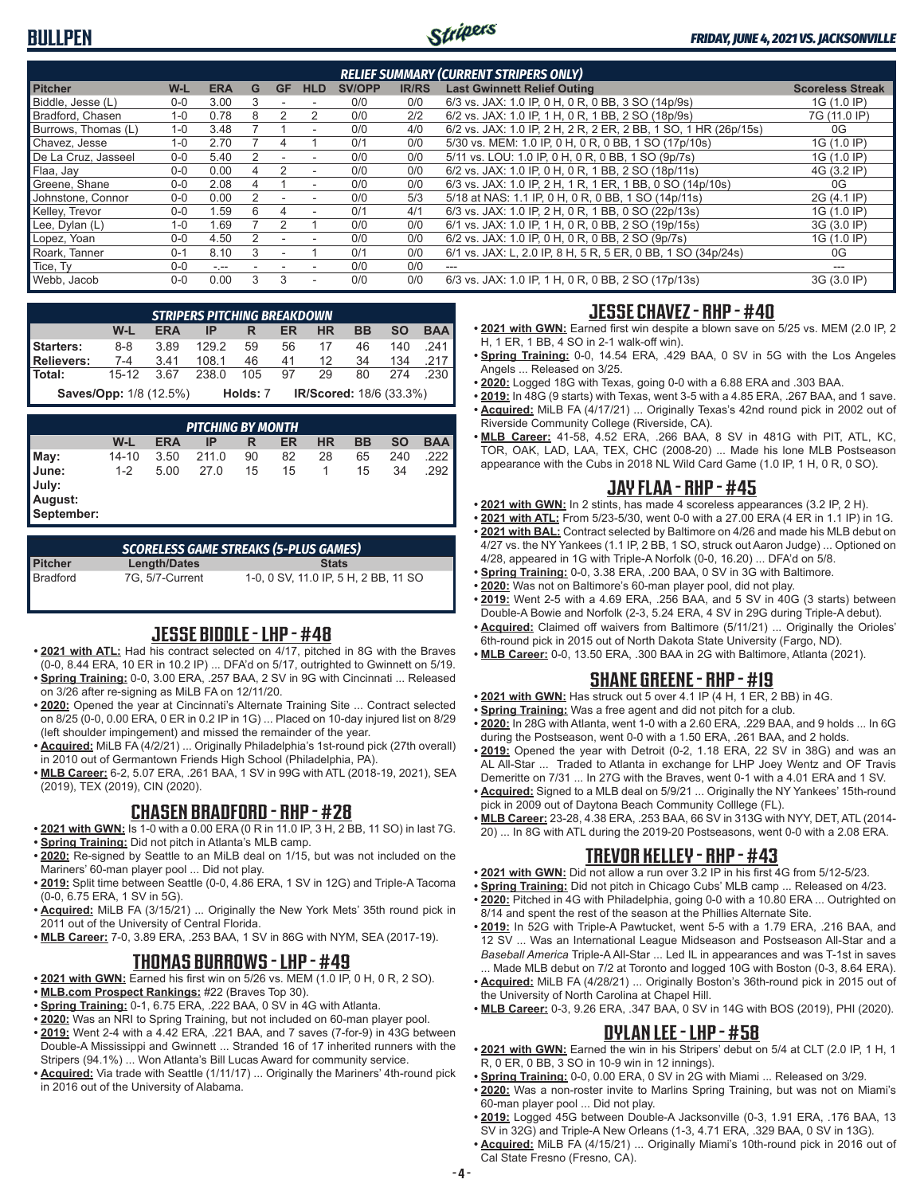## BULLPEN

*FRIDAY, JUNE 4, 2021 VS. JACKSONVILLE*

### RELIEF SUMMARY (CURRENT STRIPERS ONLY)

| Pitcher | W-L | ERA | G | GF | HLD | SV/OPP | IR/RS | Last Gwinnett Relief Outing | Scoreless Streak |
|---|---|---|---|---|---|---|---|---|---|
| Biddle, Jesse (L) | 0-0 | 3.00 | 3 | - | - | 0/0 | 0/0 | 6/3 vs. JAX: 1.0 IP, 0 H, 0 R, 0 BB, 3 SO (14p/9s) | 1G (1.0 IP) |
| Bradford, Chasen | 1-0 | 0.78 | 8 | 2 | 2 | 0/0 | 2/2 | 6/2 vs. JAX: 1.0 IP, 1 H, 0 R, 1 BB, 2 SO (18p/9s) | 7G (11.0 IP) |
| Burrows, Thomas (L) | 1-0 | 3.48 | 7 | 1 | - | 0/0 | 4/0 | 6/2 vs. JAX: 1.0 IP, 2 H, 2 R, 2 ER, 2 BB, 1 SO, 1 HR (26p/15s) | 0G |
| Chavez, Jesse | 1-0 | 2.70 | 7 | 4 | 1 | 0/1 | 0/0 | 5/30 vs. MEM: 1.0 IP, 0 H, 0 R, 1 BB, 1 SO (17p/10s) | 1G (1.0 IP) |
| De La Cruz, Jasseel | 0-0 | 5.40 | 2 | - | - | 0/0 | 0/0 | 5/11 vs. LOU: 1.0 IP, 0 H, 0 R, 0 BB, 1 SO (9p/7s) | 1G (1.0 IP) |
| Flaa, Jay | 0-0 | 0.00 | 4 | 2 | - | 0/0 | 0/0 | 6/2 vs. JAX: 1.0 IP, 0 H, 0 R, 1 BB, 2 SO (18p/11s) | 4G (3.2 IP) |
| Greene, Shane | 0-0 | 2.08 | 4 | 1 | - | 0/0 | 0/0 | 6/3 vs. JAX: 1.0 IP, 2 H, 1 R, 1 ER, 1 BB, 0 SO (14p/10s) | 0G |
| Johnstone, Connor | 0-0 | 0.00 | 2 | - | - | 0/0 | 5/3 | 5/18 at NAS: 1.1 IP, 0 H, 0 R, 0 BB, 1 SO (14p/11s) | 2G (4.1 IP) |
| Kelley, Trevor | 0-0 | 1.59 | 6 | 4 | - | 0/1 | 4/1 | 6/3 vs. JAX: 1.0 IP, 2 H, 0 R, 1 BB, 0 SO (22p/13s) | 1G (1.0 IP) |
| Lee, Dylan (L) | 1-0 | 1.69 | 7 | 2 | 1 | 0/0 | 0/0 | 6/1 vs. JAX: 1.0 IP, 1 H, 0 R, 0 BB, 2 SO (19p/15s) | 3G (3.0 IP) |
| Lopez, Yoan | 0-0 | 4.50 | 2 | - | - | 0/0 | 0/0 | 6/2 vs. JAX: 1.0 IP, 0 H, 0 R, 0 BB, 2 SO (9p/7s) | 1G (1.0 IP) |
| Roark, Tanner | 0-1 | 8.10 | 3 | - | 1 | 0/1 | 0/0 | 6/1 vs. JAX: L, 2.0 IP, 8 H, 5 R, 5 ER, 0 BB, 1 SO (34p/24s) | 0G |
| Tice, Ty | 0-0 | -.-- | - | - | - | 0/0 | 0/0 | --- | --- |
| Webb, Jacob | 0-0 | 0.00 | 3 | 3 | - | 0/0 | 0/0 | 6/3 vs. JAX: 1.0 IP, 1 H, 0 R, 0 BB, 2 SO (17p/13s) | 3G (3.0 IP) |

### STRIPERS PITCHING BREAKDOWN

| | W-L | ERA | IP | R | ER | HR | BB | SO | BAA |
|---|---|---|---|---|---|---|---|---|---|
| Starters: | 8-8 | 3.89 | 129.2 | 59 | 56 | 17 | 46 | 140 | .241 |
| Relievers: | 7-4 | 3.41 | 108.1 | 46 | 41 | 12 | 34 | 134 | .217 |
| Total: | 15-12 | 3.67 | 238.0 | 105 | 97 | 29 | 80 | 274 | .230 |

**Saves/Opp:** 1/8 (12.5%) **Holds:** 7 **IR/Scored:** 18/6 (33.3%)

### PITCHING BY MONTH

| | W-L | ERA | IP | R | ER | HR | BB | SO | BAA |
|---|---|---|---|---|---|---|---|---|---|
| May: | 14-10 | 3.50 | 211.0 | 90 | 82 | 28 | 65 | 240 | .222 |
| June: | 1-2 | 5.00 | 27.0 | 15 | 15 | 1 | 15 | 34 | .292 |
| July: | | | | | | | | | |
| August: | | | | | | | | | |
| September: | | | | | | | | | |

### SCORELESS GAME STREAKS (5-PLUS GAMES)

| Pitcher | Length/Dates | Stats |
|---|---|---|
| Bradford | 7G, 5/7-Current | 1-0, 0 SV, 11.0 IP, 5 H, 2 BB, 11 SO |

## JESSE BIDDLE - LHP - #48

- **2021 with ATL:** Had his contract selected on 4/17, pitched in 8G with the Braves (0-0, 8.44 ERA, 10 ER in 10.2 IP) ... DFA'd on 5/17, outrighted to Gwinnett on 5/19.
- **Spring Training:** 0-0, 3.00 ERA, .257 BAA, 2 SV in 9G with Cincinnati ... Released on 3/26 after re-signing as MiLB FA on 12/11/20.
- **2020:** Opened the year at Cincinnati's Alternate Training Site ... Contract selected on 8/25 (0-0, 0.00 ERA, 0 ER in 0.2 IP in 1G) ... Placed on 10-day injured list on 8/29 (left shoulder impingement) and missed the remainder of the year.
- **Acquired:** MiLB FA (4/2/21) ... Originally Philadelphia's 1st-round pick (27th overall) in 2010 out of Germantown Friends High School (Philadelphia, PA).
- **MLB Career:** 6-2, 5.07 ERA, .261 BAA, 1 SV in 99G with ATL (2018-19, 2021), SEA (2019), TEX (2019), CIN (2020).

## CHASEN BRADFORD - RHP - #28

- **2021 with GWN:** Is 1-0 with a 0.00 ERA (0 R in 11.0 IP, 3 H, 2 BB, 11 SO) in last 7G.
- **Spring Training:** Did not pitch in Atlanta's MLB camp.
- **2020:** Re-signed by Seattle to an MiLB deal on 1/15, but was not included on the Mariners' 60-man player pool ... Did not play.
- **2019:** Split time between Seattle (0-0, 4.86 ERA, 1 SV in 12G) and Triple-A Tacoma (0-0, 6.75 ERA, 1 SV in 5G).
- **Acquired:** MiLB FA (3/15/21) ... Originally the New York Mets' 35th round pick in 2011 out of the University of Central Florida.
- **MLB Career:** 7-0, 3.89 ERA, .253 BAA, 1 SV in 86G with NYM, SEA (2017-19).

## THOMAS BURROWS - LHP - #49

- **2021 with GWN:** Earned his first win on 5/26 vs. MEM (1.0 IP, 0 H, 0 R, 2 SO).
- **MLB.com Prospect Rankings:** #22 (Braves Top 30).
- **Spring Training:** 0-1, 6.75 ERA, .222 BAA, 0 SV in 4G with Atlanta.
- **2020:** Was an NRI to Spring Training, but not included on 60-man player pool.
- **2019:** Went 2-4 with a 4.42 ERA, .221 BAA, and 7 saves (7-for-9) in 43G between Double-A Mississippi and Gwinnett ... Stranded 16 of 17 inherited runners with the Stripers (94.1%) ... Won Atlanta's Bill Lucas Award for community service.
- **Acquired:** Via trade with Seattle (1/11/17) ... Originally the Mariners' 4th-round pick in 2016 out of the University of Alabama.

## JESSE CHAVEZ - RHP - #40

- **2021 with GWN:** Earned first win despite a blown save on 5/25 vs. MEM (2.0 IP, 2 H, 1 ER, 1 BB, 4 SO in 2-1 walk-off win).
- **Spring Training:** 0-0, 14.54 ERA, .429 BAA, 0 SV in 5G with the Los Angeles Angels ... Released on 3/25.
- **2020:** Logged 18G with Texas, going 0-0 with a 6.88 ERA and .303 BAA.
- **2019:** In 48G (9 starts) with Texas, went 3-5 with a 4.85 ERA, .267 BAA, and 1 save.
- **Acquired:** MiLB FA (4/17/21) ... Originally Texas's 42nd round pick in 2002 out of Riverside Community College (Riverside, CA).
- **MLB Career:** 41-58, 4.52 ERA, .266 BAA, 8 SV in 481G with PIT, ATL, KC, TOR, OAK, LAD, LAA, TEX, CHC (2008-20) ... Made his lone MLB Postseason appearance with the Cubs in 2018 NL Wild Card Game (1.0 IP, 1 H, 0 R, 0 SO).

## JAY FLAA - RHP - #45

- **2021 with GWN:** In 2 stints, has made 4 scoreless appearances (3.2 IP, 2 H).
- **2021 with ATL:** From 5/23-5/30, went 0-0 with a 27.00 ERA (4 ER in 1.1 IP) in 1G.
- **2021 with BAL:** Contract selected by Baltimore on 4/26 and made his MLB debut on 4/27 vs. the NY Yankees (1.1 IP, 2 BB, 1 SO, struck out Aaron Judge) ... Optioned on 4/28, appeared in 1G with Triple-A Norfolk (0-0, 16.20) ... DFA'd on 5/8.
- **Spring Training:** 0-0, 3.38 ERA, .200 BAA, 0 SV in 3G with Baltimore.
- **2020:** Was not on Baltimore's 60-man player pool, did not play.
- **2019:** Went 2-5 with a 4.69 ERA, .256 BAA, and 5 SV in 40G (3 starts) between Double-A Bowie and Norfolk (2-3, 5.24 ERA, 4 SV in 29G during Triple-A debut).
- **Acquired:** Claimed off waivers from Baltimore (5/11/21) ... Originally the Orioles' 6th-round pick in 2015 out of North Dakota State University (Fargo, ND).
- **MLB Career:** 0-0, 13.50 ERA, .300 BAA in 2G with Baltimore, Atlanta (2021).

## SHANE GREENE - RHP - #19

- **2021 with GWN:** Has struck out 5 over 4.1 IP (4 H, 1 ER, 2 BB) in 4G.
- **Spring Training:** Was a free agent and did not pitch for a club.
- **2020:** In 28G with Atlanta, went 1-0 with a 2.60 ERA, .229 BAA, and 9 holds ... In 6G during the Postseason, went 0-0 with a 1.50 ERA, .261 BAA, and 2 holds.
- **2019:** Opened the year with Detroit (0-2, 1.18 ERA, 22 SV in 38G) and was an AL All-Star ... Traded to Atlanta in exchange for LHP Joey Wentz and OF Travis Demeritte on 7/31 ... In 27G with the Braves, went 0-1 with a 4.01 ERA and 1 SV.
- **Acquired:** Signed to a MLB deal on 5/9/21 ... Originally the NY Yankees' 15th-round pick in 2009 out of Daytona Beach Community Colllege (FL).
- **MLB Career:** 23-28, 4.38 ERA, .253 BAA, 66 SV in 313G with NYY, DET, ATL (2014-20) ... In 8G with ATL during the 2019-20 Postseasons, went 0-0 with a 2.08 ERA.

## TREVOR KELLEY - RHP - #43

- **2021 with GWN:** Did not allow a run over 3.2 IP in his first 4G from 5/12-5/23.
- **Spring Training:** Did not pitch in Chicago Cubs' MLB camp ... Released on 4/23.
- **2020:** Pitched in 4G with Philadelphia, going 0-0 with a 10.80 ERA ... Outrighted on 8/14 and spent the rest of the season at the Phillies Alternate Site.
- **2019:** In 52G with Triple-A Pawtucket, went 5-5 with a 1.79 ERA, .216 BAA, and 12 SV ... Was an International League Midseason and Postseason All-Star and a *Baseball America* Triple-A All-Star ... Led IL in appearances and was T-1st in saves ... Made MLB debut on 7/2 at Toronto and logged 10G with Boston (0-3, 8.64 ERA).
- **Acquired:** MiLB FA (4/28/21) ... Originally Boston's 36th-round pick in 2015 out of the University of North Carolina at Chapel Hill.
- **MLB Career:** 0-3, 9.26 ERA, .347 BAA, 0 SV in 14G with BOS (2019), PHI (2020).

## DYLAN LEE - LHP - #58

- **2021 with GWN:** Earned the win in his Stripers' debut on 5/4 at CLT (2.0 IP, 1 H, 1 R, 0 ER, 0 BB, 3 SO in 10-9 win in 12 innings).
- **Spring Training:** 0-0, 0.00 ERA, 0 SV in 2G with Miami ... Released on 3/29.
- **2020:** Was a non-roster invite to Marlins Spring Training, but was not on Miami's 60-man player pool ... Did not play.
- **2019:** Logged 45G between Double-A Jacksonville (0-3, 1.91 ERA, .176 BAA, 13 SV in 32G) and Triple-A New Orleans (1-3, 4.71 ERA, .329 BAA, 0 SV in 13G).
- **Acquired:** MiLB FA (4/15/21) ... Originally Miami's 10th-round pick in 2016 out of Cal State Fresno (Fresno, CA).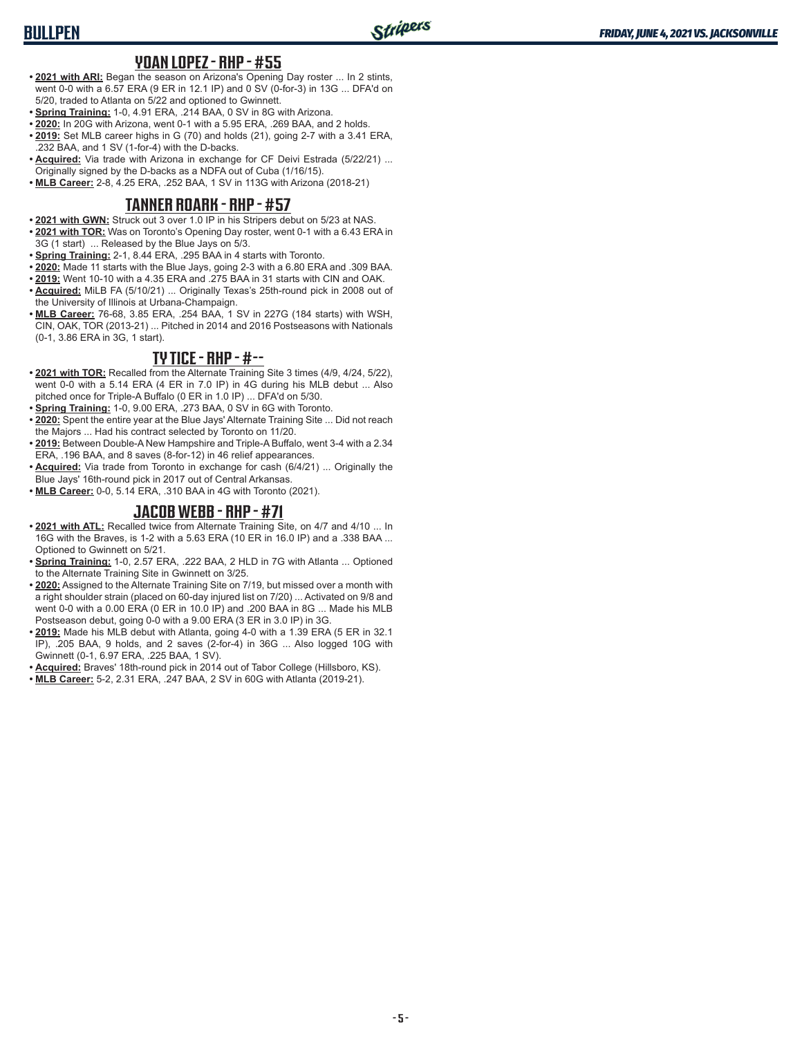## YOAN LOPEZ - RHP - #55

- **2021 with ARI:** Began the season on Arizona's Opening Day roster ... In 2 stints, went 0-0 with a 6.57 ERA (9 ER in 12.1 IP) and 0 SV (0-for-3) in 13G ... DFA'd on 5/20, traded to Atlanta on 5/22 and optioned to Gwinnett.
- **Spring Training:** 1-0, 4.91 ERA, .214 BAA, 0 SV in 8G with Arizona.
- **2020:** In 20G with Arizona, went 0-1 with a 5.95 ERA, .269 BAA, and 2 holds.
- **2019:** Set MLB career highs in G (70) and holds (21), going 2-7 with a 3.41 ERA, .232 BAA, and 1 SV (1-for-4) with the D-backs.
- **Acquired:** Via trade with Arizona in exchange for CF Deivi Estrada (5/22/21) ... Originally signed by the D-backs as a NDFA out of Cuba (1/16/15).
- **MLB Career:** 2-8, 4.25 ERA, .252 BAA, 1 SV in 113G with Arizona (2018-21)

## TANNER ROARK - RHP - #57

- **2021 with GWN:** Struck out 3 over 1.0 IP in his Stripers debut on 5/23 at NAS.
- **2021 with TOR:** Was on Toronto's Opening Day roster, went 0-1 with a 6.43 ERA in 3G (1 start) ... Released by the Blue Jays on 5/3.
- **Spring Training:** 2-1, 8.44 ERA, .295 BAA in 4 starts with Toronto.
- **2020:** Made 11 starts with the Blue Jays, going 2-3 with a 6.80 ERA and .309 BAA.
- **2019:** Went 10-10 with a 4.35 ERA and .275 BAA in 31 starts with CIN and OAK.
- **Acquired:** MiLB FA (5/10/21) ... Originally Texas's 25th-round pick in 2008 out of the University of Illinois at Urbana-Champaign.
- **MLB Career:** 76-68, 3.85 ERA, .254 BAA, 1 SV in 227G (184 starts) with WSH, CIN, OAK, TOR (2013-21) ... Pitched in 2014 and 2016 Postseasons with Nationals (0-1, 3.86 ERA in 3G, 1 start).

## TY TICE - RHP - #--

- **2021 with TOR:** Recalled from the Alternate Training Site 3 times (4/9, 4/24, 5/22), went 0-0 with a 5.14 ERA (4 ER in 7.0 IP) in 4G during his MLB debut ... Also pitched once for Triple-A Buffalo (0 ER in 1.0 IP) ... DFA'd on 5/30.
- **Spring Training:** 1-0, 9.00 ERA, .273 BAA, 0 SV in 6G with Toronto.
- **2020:** Spent the entire year at the Blue Jays' Alternate Training Site ... Did not reach the Majors ... Had his contract selected by Toronto on 11/20.
- **2019:** Between Double-A New Hampshire and Triple-A Buffalo, went 3-4 with a 2.34 ERA, .196 BAA, and 8 saves (8-for-12) in 46 relief appearances.
- **Acquired:** Via trade from Toronto in exchange for cash (6/4/21) ... Originally the Blue Jays' 16th-round pick in 2017 out of Central Arkansas.
- **MLB Career:** 0-0, 5.14 ERA, .310 BAA in 4G with Toronto (2021).

## JACOB WEBB - RHP - #71

- **2021 with ATL:** Recalled twice from Alternate Training Site, on 4/7 and 4/10 ... In 16G with the Braves, is 1-2 with a 5.63 ERA (10 ER in 16.0 IP) and a .338 BAA ... Optioned to Gwinnett on 5/21.
- **Spring Training:** 1-0, 2.57 ERA, .222 BAA, 2 HLD in 7G with Atlanta ... Optioned to the Alternate Training Site in Gwinnett on 3/25.
- **2020:** Assigned to the Alternate Training Site on 7/19, but missed over a month with a right shoulder strain (placed on 60-day injured list on 7/20) ... Activated on 9/8 and went 0-0 with a 0.00 ERA (0 ER in 10.0 IP) and .200 BAA in 8G ... Made his MLB Postseason debut, going 0-0 with a 9.00 ERA (3 ER in 3.0 IP) in 3G.
- **2019:** Made his MLB debut with Atlanta, going 4-0 with a 1.39 ERA (5 ER in 32.1 IP), .205 BAA, 9 holds, and 2 saves (2-for-4) in 36G ... Also logged 10G with Gwinnett (0-1, 6.97 ERA, .225 BAA, 1 SV).
- **Acquired:** Braves' 18th-round pick in 2014 out of Tabor College (Hillsboro, KS).
- **MLB Career:** 5-2, 2.31 ERA, .247 BAA, 2 SV in 60G with Atlanta (2019-21).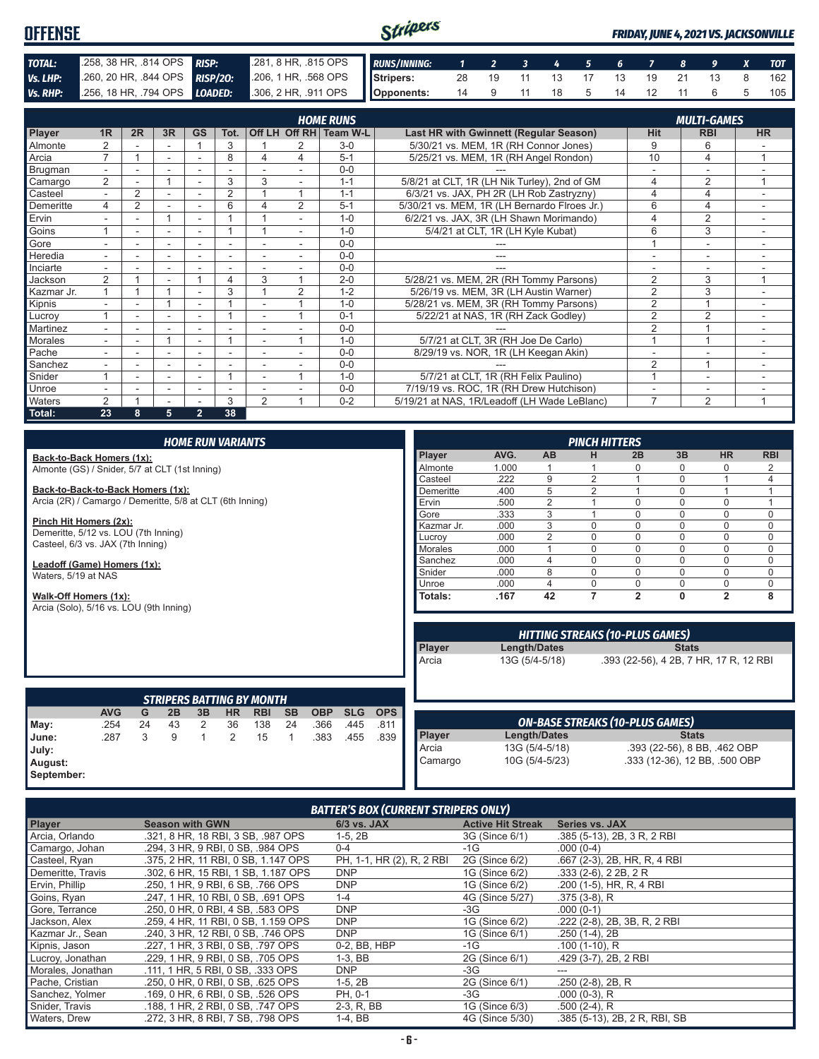## OFFENSE

*FRIDAY, JUNE 4, 2021 VS. JACKSONVILLE*

| | | | |
|---|---|---|---|
| **TOTAL:** | .258, 38 HR, .814 OPS | **RISP:** | .281, 8 HR, .815 OPS |
| **Vs. LHP:** | .260, 20 HR, .844 OPS | **RISP/2O:** | .206, 1 HR, .568 OPS |
| **Vs. RHP:** | .256, 18 HR, .794 OPS | **LOADED:** | .306, 2 HR, .911 OPS |

| RUNS/INNING: | 1 | 2 | 3 | 4 | 5 | 6 | 7 | 8 | 9 | X | TOT |
|---|---|---|---|---|---|---|---|---|---|---|---|
| Stripers: | 28 | 19 | 11 | 13 | 17 | 13 | 19 | 21 | 13 | 8 | 162 |
| Opponents: | 14 | 9 | 11 | 18 | 5 | 14 | 12 | 11 | 6 | 5 | 105 |

### HOME RUNS / MULTI-GAMES

| Player | 1R | 2R | 3R | GS | Tot. | Off LH | Off RH | Team W-L | Last HR with Gwinnett (Regular Season) | Hit | RBI | HR |
|---|---|---|---|---|---|---|---|---|---|---|---|---|
| Almonte | 2 | - | - | 1 | 3 | 1 | 2 | 3-0 | 5/30/21 vs. MEM, 1R (RH Connor Jones) | 9 | 6 | - |
| Arcia | 7 | 1 | - | - | 8 | 4 | 4 | 5-1 | 5/25/21 vs. MEM, 1R (RH Angel Rondon) | 10 | 4 | 1 |
| Brugman | - | - | - | - | - | - | - | 0-0 | --- | - | - | - |
| Camargo | 2 | - | 1 | - | 3 | 3 | - | 1-1 | 5/8/21 at CLT, 1R (LH Nik Turley), 2nd of GM | 4 | 2 | 1 |
| Casteel | - | 2 | - | - | 2 | 1 | 1 | 1-1 | 6/3/21 vs. JAX, PH 2R (LH Rob Zastryzny) | 4 | 4 | - |
| Demeritte | 4 | 2 | - | - | 6 | 4 | 2 | 5-1 | 5/30/21 vs. MEM, 1R (LH Bernardo Flroes Jr.) | 6 | 4 | - |
| Ervin | - | - | 1 | - | 1 | 1 | - | 1-0 | 6/2/21 vs. JAX, 3R (LH Shawn Morimando) | 4 | 2 | - |
| Goins | 1 | - | - | - | 1 | 1 | - | 1-0 | 5/4/21 at CLT, 1R (LH Kyle Kubat) | 6 | 3 | - |
| Gore | - | - | - | - | - | - | - | 0-0 | --- | 1 | - | - |
| Heredia | - | - | - | - | - | - | - | 0-0 | --- | - | - | - |
| Inciarte | - | - | - | - | - | - | - | 0-0 | --- | - | - | - |
| Jackson | 2 | 1 | - | 1 | 4 | 3 | 1 | 2-0 | 5/28/21 vs. MEM, 2R (RH Tommy Parsons) | 2 | 3 | 1 |
| Kazmar Jr. | 1 | 1 | 1 | - | 3 | 1 | 2 | 1-2 | 5/26/19 vs. MEM, 3R (LH Austin Warner) | 2 | 3 | - |
| Kipnis | - | - | 1 | - | 1 | - | 1 | 1-0 | 5/28/21 vs. MEM, 3R (RH Tommy Parsons) | 2 | 1 | - |
| Lucroy | 1 | - | - | - | 1 | - | 1 | 0-1 | 5/22/21 at NAS, 1R (RH Zack Godley) | 2 | 2 | - |
| Martinez | - | - | - | - | - | - | - | 0-0 | --- | 2 | 1 | - |
| Morales | - | - | 1 | - | 1 | - | 1 | 1-0 | 5/7/21 at CLT, 3R (RH Joe De Carlo) | 1 | 1 | - |
| Pache | - | - | - | - | - | - | - | 0-0 | 8/29/19 vs. NOR, 1R (LH Keegan Akin) | - | - | - |
| Sanchez | - | - | - | - | - | - | - | 0-0 | --- | 2 | 1 | - |
| Snider | 1 | - | - | - | 1 | - | 1 | 1-0 | 5/7/21 at CLT, 1R (RH Felix Paulino) | 1 | - | - |
| Unroe | - | - | - | - | - | - | - | 0-0 | 7/19/19 vs. ROC, 1R (RH Drew Hutchison) | - | - | - |
| Waters | 2 | 1 | - | - | 3 | 2 | 1 | 0-2 | 5/19/21 at NAS, 1R/Leadoff (LH Wade LeBlanc) | 7 | 2 | 1 |
| Total: | 23 | 8 | 5 | 2 | 38 | | | | | | | |

### HOME RUN VARIANTS

**Back-to-Back Homers (1x):**
Almonte (GS) / Snider, 5/7 at CLT (1st Inning)

**Back-to-Back-to-Back Homers (1x):**
Arcia (2R) / Camargo / Demeritte, 5/8 at CLT (6th Inning)

**Pinch Hit Homers (2x):**
Demeritte, 5/12 vs. LOU (7th Inning)
Casteel, 6/3 vs. JAX (7th Inning)

**Leadoff (Game) Homers (1x):**
Waters, 5/19 at NAS

**Walk-Off Homers (1x):**
Arcia (Solo), 5/16 vs. LOU (9th Inning)

### PINCH HITTERS

| Player | AVG. | AB | H | 2B | 3B | HR | RBI |
|---|---|---|---|---|---|---|---|
| Almonte | 1.000 | 1 | 1 | 0 | 0 | 0 | 2 |
| Casteel | .222 | 9 | 2 | 1 | 0 | 1 | 4 |
| Demeritte | .400 | 5 | 2 | 1 | 0 | 1 | 1 |
| Ervin | .500 | 2 | 1 | 0 | 0 | 0 | 1 |
| Gore | .333 | 3 | 1 | 0 | 0 | 0 | 0 |
| Kazmar Jr. | .000 | 3 | 0 | 0 | 0 | 0 | 0 |
| Lucroy | .000 | 2 | 0 | 0 | 0 | 0 | 0 |
| Morales | .000 | 1 | 0 | 0 | 0 | 0 | 0 |
| Sanchez | .000 | 4 | 0 | 0 | 0 | 0 | 0 |
| Snider | .000 | 8 | 0 | 0 | 0 | 0 | 0 |
| Unroe | .000 | 4 | 0 | 0 | 0 | 0 | 0 |
| Totals: | .167 | 42 | 7 | 2 | 0 | 2 | 8 |

### HITTING STREAKS (10-PLUS GAMES)

| Player | Length/Dates | Stats |
|---|---|---|
| Arcia | 13G (5/4-5/18) | .393 (22-56), 4 2B, 7 HR, 17 R, 12 RBI |

### STRIPERS BATTING BY MONTH

| | AVG | G | 2B | 3B | HR | RBI | SB | OBP | SLG | OPS |
|---|---|---|---|---|---|---|---|---|---|---|
| May: | .254 | 24 | 43 | 2 | 36 | 138 | 24 | .366 | .445 | .811 |
| June: | .287 | 3 | 9 | 1 | 2 | 15 | 1 | .383 | .455 | .839 |
| July: | | | | | | | | | | |
| August: | | | | | | | | | | |
| September: | | | | | | | | | | |

### ON-BASE STREAKS (10-PLUS GAMES)

| Player | Length/Dates | Stats |
|---|---|---|
| Arcia | 13G (5/4-5/18) | .393 (22-56), 8 BB, .462 OBP |
| Camargo | 10G (5/4-5/23) | .333 (12-36), 12 BB, .500 OBP |

### BATTER'S BOX (CURRENT STRIPERS ONLY)

| Player | Season with GWN | 6/3 vs. JAX | Active Hit Streak | Series vs. JAX |
|---|---|---|---|---|
| Arcia, Orlando | .321, 8 HR, 18 RBI, 3 SB, .987 OPS | 1-5, 2B | 3G (Since 6/1) | .385 (5-13), 2B, 3 R, 2 RBI |
| Camargo, Johan | .294, 3 HR, 9 RBI, 0 SB, .984 OPS | 0-4 | -1G | .000 (0-4) |
| Casteel, Ryan | .375, 2 HR, 11 RBI, 0 SB, 1.147 OPS | PH, 1-1, HR (2), R, 2 RBI | 2G (Since 6/2) | .667 (2-3), 2B, HR, R, 4 RBI |
| Demeritte, Travis | .302, 6 HR, 15 RBI, 1 SB, 1.187 OPS | DNP | 1G (Since 6/2) | .333 (2-6), 2 2B, 2 R |
| Ervin, Phillip | .250, 1 HR, 9 RBI, 6 SB, .766 OPS | DNP | 1G (Since 6/2) | .200 (1-5), HR, R, 4 RBI |
| Goins, Ryan | .247, 1 HR, 10 RBI, 0 SB, .691 OPS | 1-4 | 4G (Since 5/27) | .375 (3-8), R |
| Gore, Terrance | .250, 0 HR, 0 RBI, 4 SB, .583 OPS | DNP | -3G | .000 (0-1) |
| Jackson, Alex | .259, 4 HR, 11 RBI, 0 SB, 1.159 OPS | DNP | 1G (Since 6/2) | .222 (2-8), 2B, 3B, R, 2 RBI |
| Kazmar Jr., Sean | .240, 3 HR, 12 RBI, 0 SB, .746 OPS | DNP | 1G (Since 6/1) | .250 (1-4), 2B |
| Kipnis, Jason | .227, 1 HR, 3 RBI, 0 SB, .797 OPS | 0-2, BB, HBP | -1G | .100 (1-10), R |
| Lucroy, Jonathan | .229, 1 HR, 9 RBI, 0 SB, .705 OPS | 1-3, BB | 2G (Since 6/1) | .429 (3-7), 2B, 2 RBI |
| Morales, Jonathan | .111, 1 HR, 5 RBI, 0 SB, .333 OPS | DNP | -3G | --- |
| Pache, Cristian | .250, 0 HR, 0 RBI, 0 SB, .625 OPS | 1-5, 2B | 2G (Since 6/1) | .250 (2-8), 2B, R |
| Sanchez, Yolmer | .169, 0 HR, 6 RBI, 0 SB, .526 OPS | PH, 0-1 | -3G | .000 (0-3), R |
| Snider, Travis | .188, 1 HR, 2 RBI, 0 SB, .747 OPS | 2-3, R, BB | 1G (Since 6/3) | .500 (2-4), R |
| Waters, Drew | .272, 3 HR, 8 RBI, 7 SB, .798 OPS | 1-4, BB | 4G (Since 5/30) | .385 (5-13), 2B, 2 R, RBI, SB |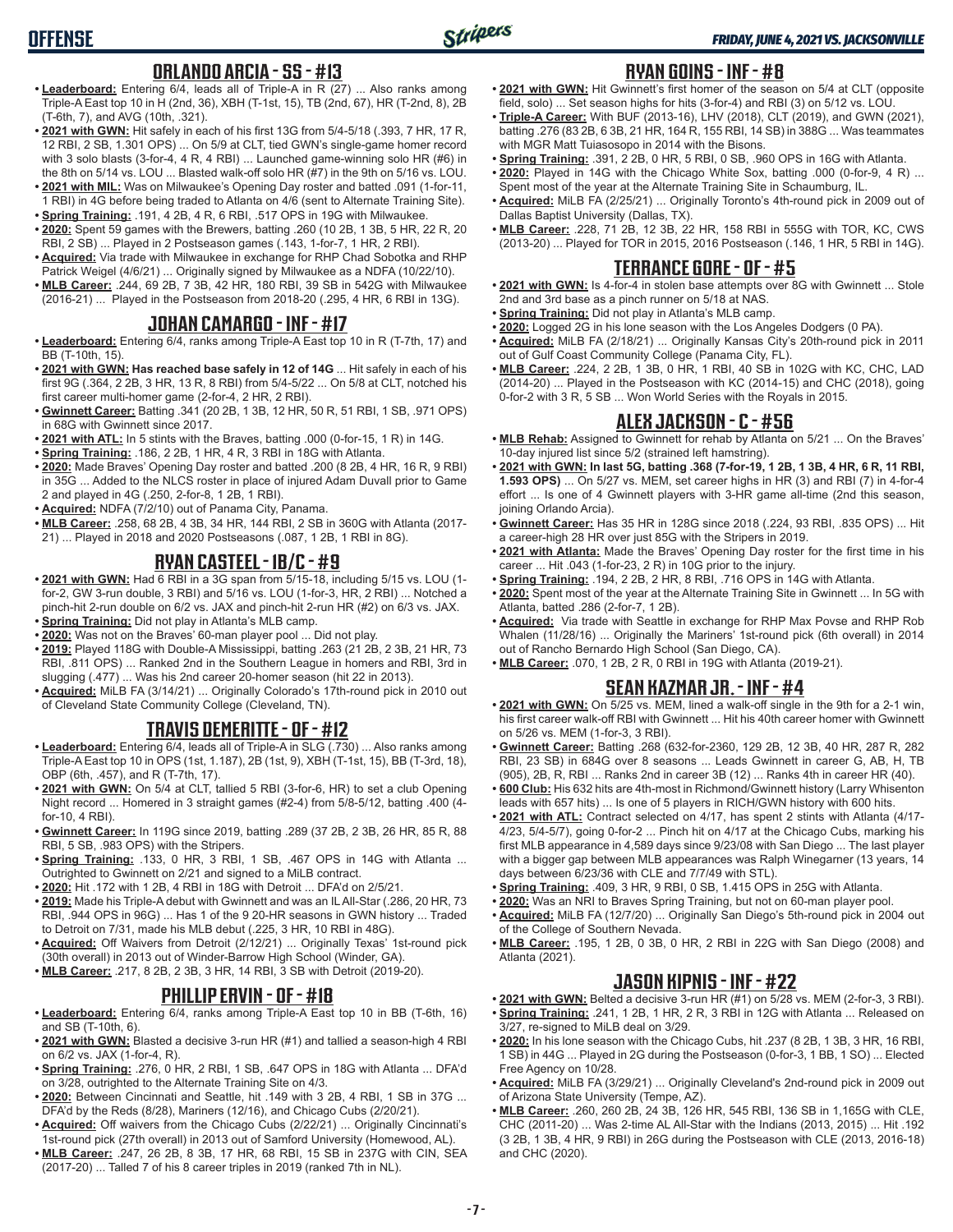## ORLANDO ARCIA - SS - #13

- **Leaderboard:** Entering 6/4, leads all of Triple-A in R (27) ... Also ranks among Triple-A East top 10 in H (2nd, 36), XBH (T-1st, 15), TB (2nd, 67), HR (T-2nd, 8), 2B (T-6th, 7), and AVG (10th, .321).
- **2021 with GWN:** Hit safely in each of his first 13G from 5/4-5/18 (.393, 7 HR, 17 R, 12 RBI, 2 SB, 1.301 OPS) ... On 5/9 at CLT, tied GWN's single-game homer record with 3 solo blasts (3-for-4, 4 R, 4 RBI) ... Launched game-winning solo HR (#6) in the 8th on 5/14 vs. LOU ... Blasted walk-off solo HR (#7) in the 9th on 5/16 vs. LOU.
- **2021 with MIL:** Was on Milwaukee's Opening Day roster and batted .091 (1-for-11, 1 RBI) in 4G before being traded to Atlanta on 4/6 (sent to Alternate Training Site).
- **Spring Training:** .191, 4 2B, 4 R, 6 RBI, .517 OPS in 19G with Milwaukee.
- **2020:** Spent 59 games with the Brewers, batting .260 (10 2B, 1 3B, 5 HR, 22 R, 20 RBI, 2 SB) ... Played in 2 Postseason games (.143, 1-for-7, 1 HR, 2 RBI).
- **Acquired:** Via trade with Milwaukee in exchange for RHP Chad Sobotka and RHP Patrick Weigel (4/6/21) ... Originally signed by Milwaukee as a NDFA (10/22/10).
- **MLB Career:** .244, 69 2B, 7 3B, 42 HR, 180 RBI, 39 SB in 542G with Milwaukee (2016-21) ... Played in the Postseason from 2018-20 (.295, 4 HR, 6 RBI in 13G).

## JOHAN CAMARGO - INF - #17

- **Leaderboard:** Entering 6/4, ranks among Triple-A East top 10 in R (T-7th, 17) and BB (T-10th, 15).
- **2021 with GWN: Has reached base safely in 12 of 14G** ... Hit safely in each of his first 9G (.364, 2 2B, 3 HR, 13 R, 8 RBI) from 5/4-5/22 ... On 5/8 at CLT, notched his first career multi-homer game (2-for-4, 2 HR, 2 RBI).
- **Gwinnett Career:** Batting .341 (20 2B, 1 3B, 12 HR, 50 R, 51 RBI, 1 SB, .971 OPS) in 68G with Gwinnett since 2017.
- **2021 with ATL:** In 5 stints with the Braves, batting .000 (0-for-15, 1 R) in 14G.
- **Spring Training:** .186, 2 2B, 1 HR, 4 R, 3 RBI in 18G with Atlanta.
- **2020:** Made Braves' Opening Day roster and batted .200 (8 2B, 4 HR, 16 R, 9 RBI) in 35G ... Added to the NLCS roster in place of injured Adam Duvall prior to Game 2 and played in 4G (.250, 2-for-8, 1 2B, 1 RBI).
- **Acquired:** NDFA (7/2/10) out of Panama City, Panama.
- **MLB Career:** .258, 68 2B, 4 3B, 34 HR, 144 RBI, 2 SB in 360G with Atlanta (2017-21) ... Played in 2018 and 2020 Postseasons (.087, 1 2B, 1 RBI in 8G).

## RYAN CASTEEL - 1B/C - #9

- **2021 with GWN:** Had 6 RBI in a 3G span from 5/15-18, including 5/15 vs. LOU (1-for-1, GW 3-run double, 3 RBI) and 5/16 vs. LOU (1-for-3, HR, 2 RBI) ... Notched a pinch-hit 2-run double on 6/2 vs. JAX and pinch-hit 2-run HR (#2) on 6/3 vs. JAX.
- **Spring Training:** Did not play in Atlanta's MLB camp.
- **2020:** Was not on the Braves' 60-man player pool ... Did not play.
- **2019:** Played 118G with Double-A Mississippi, batting .263 (21 2B, 2 3B, 21 HR, 73 RBI, .811 OPS) ... Ranked 2nd in the Southern League in homers and RBI, 3rd in slugging (.477) ... Was his 2nd career 20-homer season (hit 22 in 2013).
- **Acquired:** MiLB FA (3/14/21) ... Originally Colorado's 17th-round pick in 2010 out of Cleveland State Community College (Cleveland, TN).

## TRAVIS DEMERITTE - OF - #12

- **Leaderboard:** Entering 6/4, leads all of Triple-A in SLG (.730) ... Also ranks among Triple-A East top 10 in OPS (1st, 1.187), 2B (1st, 9), XBH (T-1st, 15), BB (T-3rd, 18), OBP (6th, .457), and R (T-7th, 17).
- **2021 with GWN:** On 5/4 at CLT, tallied 5 RBI (3-for-6, HR) to set a club Opening Night record ... Homered in 3 straight games (#2-4) from 5/8-5/12, batting .400 (4-for-10, 4 RBI).
- **Gwinnett Career:** In 119G since 2019, batting .289 (37 2B, 2 3B, 26 HR, 85 R, 88 RBI, 5 SB, .983 OPS) with the Stripers.
- **Spring Training:** .133, 0 HR, 3 RBI, 1 SB, .467 OPS in 14G with Atlanta ... Outrighted to Gwinnett on 2/21 and signed to a MiLB contract.
- **2020:** Hit .172 with 1 2B, 4 RBI in 18G with Detroit ... DFA'd on 2/5/21.
- **2019:** Made his Triple-A debut with Gwinnett and was an IL All-Star (.286, 20 HR, 73 RBI, .944 OPS in 96G) ... Has 1 of the 9 20-HR seasons in GWN history ... Traded to Detroit on 7/31, made his MLB debut (.225, 3 HR, 10 RBI in 48G).
- **Acquired:** Off Waivers from Detroit (2/12/21) ... Originally Texas' 1st-round pick (30th overall) in 2013 out of Winder-Barrow High School (Winder, GA).
- **MLB Career:** .217, 8 2B, 2 3B, 3 HR, 14 RBI, 3 SB with Detroit (2019-20).

## PHILLIP ERVIN - OF - #18

- **Leaderboard:** Entering 6/4, ranks among Triple-A East top 10 in BB (T-6th, 16) and SB (T-10th, 6).
- **2021 with GWN:** Blasted a decisive 3-run HR (#1) and tallied a season-high 4 RBI on 6/2 vs. JAX (1-for-4, R).
- **Spring Training:** .276, 0 HR, 2 RBI, 1 SB, .647 OPS in 18G with Atlanta ... DFA'd on 3/28, outrighted to the Alternate Training Site on 4/3.
- **2020:** Between Cincinnati and Seattle, hit .149 with 3 2B, 4 RBI, 1 SB in 37G ... DFA'd by the Reds (8/28), Mariners (12/16), and Chicago Cubs (2/20/21).
- **Acquired:** Off waivers from the Chicago Cubs (2/22/21) ... Originally Cincinnati's 1st-round pick (27th overall) in 2013 out of Samford University (Homewood, AL).
- **MLB Career:** .247, 26 2B, 8 3B, 17 HR, 68 RBI, 15 SB in 237G with CIN, SEA (2017-20) ... Talled 7 of his 8 career triples in 2019 (ranked 7th in NL).

## RYAN GOINS - INF - #8

- **2021 with GWN:** Hit Gwinnett's first homer of the season on 5/4 at CLT (opposite field, solo) ... Set season highs for hits (3-for-4) and RBI (3) on 5/12 vs. LOU.
- **Triple-A Career:** With BUF (2013-16), LHV (2018), CLT (2019), and GWN (2021), batting .276 (83 2B, 6 3B, 21 HR, 164 R, 155 RBI, 14 SB) in 388G ... Was teammates with MGR Matt Tuiasosopo in 2014 with the Bisons.
- **Spring Training:** .391, 2 2B, 0 HR, 5 RBI, 0 SB, .960 OPS in 16G with Atlanta.
- **2020:** Played in 14G with the Chicago White Sox, batting .000 (0-for-9, 4 R) ... Spent most of the year at the Alternate Training Site in Schaumburg, IL.
- **Acquired:** MiLB FA (2/25/21) ... Originally Toronto's 4th-round pick in 2009 out of Dallas Baptist University (Dallas, TX).
- **MLB Career:** .228, 71 2B, 12 3B, 22 HR, 158 RBI in 555G with TOR, KC, CWS (2013-20) ... Played for TOR in 2015, 2016 Postseason (.146, 1 HR, 5 RBI in 14G).

## TERRANCE GORE - OF - #5

- **2021 with GWN:** Is 4-for-4 in stolen base attempts over 8G with Gwinnett ... Stole 2nd and 3rd base as a pinch runner on 5/18 at NAS.
- **Spring Training:** Did not play in Atlanta's MLB camp.
- **2020:** Logged 2G in his lone season with the Los Angeles Dodgers (0 PA).
- **Acquired:** MiLB FA (2/18/21) ... Originally Kansas City's 20th-round pick in 2011 out of Gulf Coast Community College (Panama City, FL).
- **MLB Career:** .224, 2 2B, 1 3B, 0 HR, 1 RBI, 40 SB in 102G with KC, CHC, LAD (2014-20) ... Played in the Postseason with KC (2014-15) and CHC (2018), going 0-for-2 with 3 R, 5 SB ... Won World Series with the Royals in 2015.

## ALEX JACKSON - C - #56

- **MLB Rehab:** Assigned to Gwinnett for rehab by Atlanta on 5/21 ... On the Braves' 10-day injured list since 5/2 (strained left hamstring).
- **2021 with GWN: In last 5G, batting .368 (7-for-19, 1 2B, 1 3B, 4 HR, 6 R, 11 RBI, 1.593 OPS)** ... On 5/27 vs. MEM, set career highs in HR (3) and RBI (7) in 4-for-4 effort ... Is one of 4 Gwinnett players with 3-HR game all-time (2nd this season, joining Orlando Arcia).
- **Gwinnett Career:** Has 35 HR in 128G since 2018 (.224, 93 RBI, .835 OPS) ... Hit a career-high 28 HR over just 85G with the Stripers in 2019.
- **2021 with Atlanta:** Made the Braves' Opening Day roster for the first time in his career ... Hit .043 (1-for-23, 2 R) in 10G prior to the injury.
- **Spring Training:** .194, 2 2B, 2 HR, 8 RBI, .716 OPS in 14G with Atlanta.
- **2020:** Spent most of the year at the Alternate Training Site in Gwinnett ... In 5G with Atlanta, batted .286 (2-for-7, 1 2B).
- **Acquired:** Via trade with Seattle in exchange for RHP Max Povse and RHP Rob Whalen (11/28/16) ... Originally the Mariners' 1st-round pick (6th overall) in 2014 out of Rancho Bernardo High School (San Diego, CA).
- **MLB Career:** .070, 1 2B, 2 R, 0 RBI in 19G with Atlanta (2019-21).

## SEAN KAZMAR JR. - INF - #4

- **2021 with GWN:** On 5/25 vs. MEM, lined a walk-off single in the 9th for a 2-1 win, his first career walk-off RBI with Gwinnett ... Hit his 40th career homer with Gwinnett on 5/26 vs. MEM (1-for-3, 3 RBI).
- **Gwinnett Career:** Batting .268 (632-for-2360, 129 2B, 12 3B, 40 HR, 287 R, 282 RBI, 23 SB) in 684G over 8 seasons ... Leads Gwinnett in career G, AB, H, TB (905), 2B, R, RBI ... Ranks 2nd in career 3B (12) ... Ranks 4th in career HR (40).
- **600 Club:** His 632 hits are 4th-most in Richmond/Gwinnett history (Larry Whisenton leads with 657 hits) ... Is one of 5 players in RICH/GWN history with 600 hits.
- **2021 with ATL:** Contract selected on 4/17, has spent 2 stints with Atlanta (4/17-4/23, 5/4-5/7), going 0-for-2 ... Pinch hit on 4/17 at the Chicago Cubs, marking his first MLB appearance in 4,589 days since 9/23/08 with San Diego ... The last player with a bigger gap between MLB appearances was Ralph Winegarner (13 years, 14 days between 6/23/36 with CLE and 7/7/49 with STL).
- **Spring Training:** .409, 3 HR, 9 RBI, 0 SB, 1.415 OPS in 25G with Atlanta.
- **2020:** Was an NRI to Braves Spring Training, but not on 60-man player pool.
- **Acquired:** MiLB FA (12/7/20) ... Originally San Diego's 5th-round pick in 2004 out of the College of Southern Nevada.
- **MLB Career:** .195, 1 2B, 0 3B, 0 HR, 2 RBI in 22G with San Diego (2008) and Atlanta (2021).

## JASON KIPNIS - INF - #22

- **2021 with GWN:** Belted a decisive 3-run HR (#1) on 5/28 vs. MEM (2-for-3, 3 RBI).
- **Spring Training:** .241, 1 2B, 1 HR, 2 R, 3 RBI in 12G with Atlanta ... Released on 3/27, re-signed to MiLB deal on 3/29.
- **2020:** In his lone season with the Chicago Cubs, hit .237 (8 2B, 1 3B, 3 HR, 16 RBI, 1 SB) in 44G ... Played in 2G during the Postseason (0-for-3, 1 BB, 1 SO) ... Elected Free Agency on 10/28.
- **Acquired:** MiLB FA (3/29/21) ... Originally Cleveland's 2nd-round pick in 2009 out of Arizona State University (Tempe, AZ).
- **MLB Career:** .260, 260 2B, 24 3B, 126 HR, 545 RBI, 136 SB in 1,165G with CLE, CHC (2011-20) ... Was 2-time AL All-Star with the Indians (2013, 2015) ... Hit .192 (3 2B, 1 3B, 4 HR, 9 RBI) in 26G during the Postseason with CLE (2013, 2016-18) and CHC (2020).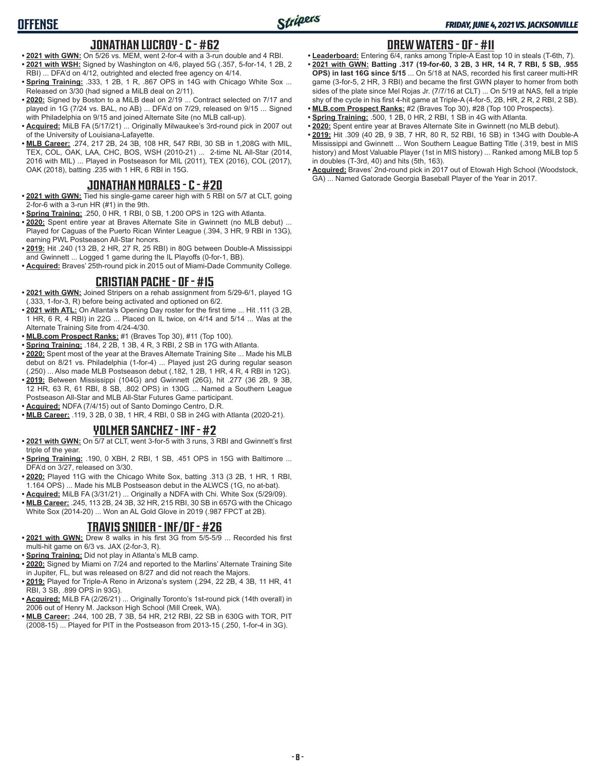## JONATHAN LUCROY - C - #62

- **2021 with GWN:** On 5/26 vs. MEM, went 2-for-4 with a 3-run double and 4 RBI.
- **2021 with WSH:** Signed by Washington on 4/6, played 5G (.357, 5-for-14, 1 2B, 2 RBI) ... DFA'd on 4/12, outrighted and elected free agency on 4/14.
- **Spring Training:** .333, 1 2B, 1 R, .867 OPS in 14G with Chicago White Sox ... Released on 3/30 (had signed a MiLB deal on 2/11).
- **2020:** Signed by Boston to a MiLB deal on 2/19 ... Contract selected on 7/17 and played in 1G (7/24 vs. BAL, no AB) ... DFA'd on 7/29, released on 9/15 ... Signed with Philadelphia on 9/15 and joined Alternate Site (no MLB call-up).
- **Acquired:** MiLB FA (5/17/21) ... Originally Milwaukee's 3rd-round pick in 2007 out of the University of Louisiana-Lafayette.
- **MLB Career:** .274, 217 2B, 24 3B, 108 HR, 547 RBI, 30 SB in 1,208G with MIL, TEX, COL, OAK, LAA, CHC, BOS, WSH (2010-21) ... 2-time NL All-Star (2014, 2016 with MIL) ... Played in Postseason for MIL (2011), TEX (2016), COL (2017), OAK (2018), batting .235 with 1 HR, 6 RBI in 15G.

## JONATHAN MORALES - C - #20

- **2021 with GWN:** Tied his single-game career high with 5 RBI on 5/7 at CLT, going 2-for-6 with a 3-run HR (#1) in the 9th.
- **Spring Training:** .250, 0 HR, 1 RBI, 0 SB, 1.200 OPS in 12G with Atlanta.
- **2020:** Spent entire year at Braves Alternate Site in Gwinnett (no MLB debut) ... Played for Caguas of the Puerto Rican Winter League (.394, 3 HR, 9 RBI in 13G), earning PWL Postseason All-Star honors.
- **2019:** Hit .240 (13 2B, 2 HR, 27 R, 25 RBI) in 80G between Double-A Mississippi and Gwinnett ... Logged 1 game during the IL Playoffs (0-for-1, BB).
- **Acquired:** Braves' 25th-round pick in 2015 out of Miami-Dade Community College.

## CRISTIAN PACHE - OF - #15

- **2021 with GWN:** Joined Stripers on a rehab assignment from 5/29-6/1, played 1G (.333, 1-for-3, R) before being activated and optioned on 6/2.
- **2021 with ATL:** On Atlanta's Opening Day roster for the first time ... Hit .111 (3 2B, 1 HR, 6 R, 4 RBI) in 22G ... Placed on IL twice, on 4/14 and 5/14 ... Was at the Alternate Training Site from 4/24-4/30.
- **MLB.com Prospect Ranks:** #1 (Braves Top 30), #11 (Top 100).
- **Spring Training:** .184, 2 2B, 1 3B, 4 R, 3 RBI, 2 SB in 17G with Atlanta.
- **2020:** Spent most of the year at the Braves Alternate Training Site ... Made his MLB debut on 8/21 vs. Philadelphia (1-for-4) ... Played just 2G during regular season (.250) ... Also made MLB Postseason debut (.182, 1 2B, 1 HR, 4 R, 4 RBI in 12G).
- **2019:** Between Mississippi (104G) and Gwinnett (26G), hit .277 (36 2B, 9 3B, 12 HR, 63 R, 61 RBI, 8 SB, .802 OPS) in 130G ... Named a Southern League Postseason All-Star and MLB All-Star Futures Game participant.
- **Acquired:** NDFA (7/4/15) out of Santo Domingo Centro, D.R.
- **MLB Career:** .119, 3 2B, 0 3B, 1 HR, 4 RBI, 0 SB in 24G with Atlanta (2020-21).

## YOLMER SANCHEZ - INF - #2

- **2021 with GWN:** On 5/7 at CLT, went 3-for-5 with 3 runs, 3 RBI and Gwinnett's first triple of the year.
- **Spring Training:** .190, 0 XBH, 2 RBI, 1 SB, .451 OPS in 15G with Baltimore ... DFA'd on 3/27, released on 3/30.
- **2020:** Played 11G with the Chicago White Sox, batting .313 (3 2B, 1 HR, 1 RBI, 1.164 OPS) ... Made his MLB Postseason debut in the ALWCS (1G, no at-bat).
- **Acquired:** MiLB FA (3/31/21) ... Originally a NDFA with Chi. White Sox (5/29/09).
- **MLB Career:** .245, 113 2B, 24 3B, 32 HR, 215 RBI, 30 SB in 657G with the Chicago White Sox (2014-20) ... Won an AL Gold Glove in 2019 (.987 FPCT at 2B).

## TRAVIS SNIDER - INF/OF - #26

- **2021 with GWN:** Drew 8 walks in his first 3G from 5/5-5/9 ... Recorded his first multi-hit game on 6/3 vs. JAX (2-for-3, R).
- **Spring Training:** Did not play in Atlanta's MLB camp.
- **2020:** Signed by Miami on 7/24 and reported to the Marlins' Alternate Training Site in Jupiter, FL, but was released on 8/27 and did not reach the Majors.
- **2019:** Played for Triple-A Reno in Arizona's system (.294, 22 2B, 4 3B, 11 HR, 41 RBI, 3 SB, .899 OPS in 93G).
- **Acquired:** MiLB FA (2/26/21) ... Originally Toronto's 1st-round pick (14th overall) in 2006 out of Henry M. Jackson High School (Mill Creek, WA).
- **MLB Career:** .244, 100 2B, 7 3B, 54 HR, 212 RBI, 22 SB in 630G with TOR, PIT (2008-15) ... Played for PIT in the Postseason from 2013-15 (.250, 1-for-4 in 3G).

## DREW WATERS - OF - #11

- **Leaderboard:** Entering 6/4, ranks among Triple-A East top 10 in steals (T-6th, 7).
- **2021 with GWN:** **Batting .317 (19-for-60, 3 2B, 3 HR, 14 R, 7 RBI, 5 SB, .955 OPS) in last 16G since 5/15** ... On 5/18 at NAS, recorded his first career multi-HR game (3-for-5, 2 HR, 3 RBI) and became the first GWN player to homer from both sides of the plate since Mel Rojas Jr. (7/7/16 at CLT) ... On 5/19 at NAS, fell a triple shy of the cycle in his first 4-hit game at Triple-A (4-for-5, 2B, HR, 2 R, 2 RBI, 2 SB).
- **MLB.com Prospect Ranks:** #2 (Braves Top 30), #28 (Top 100 Prospects).
- **Spring Training:** .500, 1 2B, 0 HR, 2 RBI, 1 SB in 4G with Atlanta.
- **2020:** Spent entire year at Braves Alternate Site in Gwinnett (no MLB debut).
- **2019:** Hit .309 (40 2B, 9 3B, 7 HR, 80 R, 52 RBI, 16 SB) in 134G with Double-A Mississippi and Gwinnett ... Won Southern League Batting Title (.319, best in MIS history) and Most Valuable Player (1st in MIS history) ... Ranked among MiLB top 5 in doubles (T-3rd, 40) and hits (5th, 163).
- **Acquired:** Braves' 2nd-round pick in 2017 out of Etowah High School (Woodstock, GA) ... Named Gatorade Georgia Baseball Player of the Year in 2017.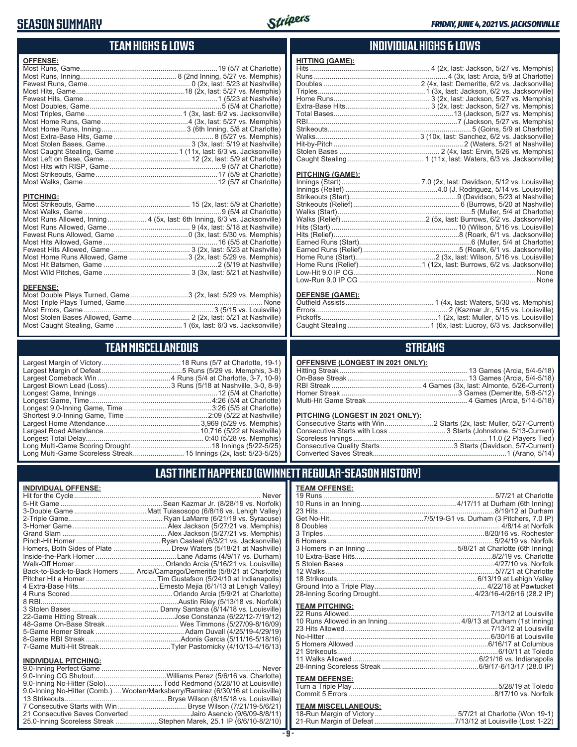# SEASON SUMMARY

*FRIDAY, JUNE 4, 2021 VS. JACKSONVILLE*

## TEAM HIGHS & LOWS

**OFFENSE:**

| | |
|---|---|
| Most Runs, Game | 19 (5/7 at Charlotte) |
| Most Runs, Inning | 8 (2nd Inning, 5/27 vs. Memphis) |
| Fewest Runs, Game | 0 (2x, last: 5/23 at Nashville) |
| Most Hits, Game | 18 (2x, last: 5/27 vs. Memphis) |
| Fewest Hits, Game | 1 (5/23 at Nashville) |
| Most Doubles, Game | 5 (5/4 at Charlotte) |
| Most Triples, Game | 1 (3x, last: 6/2 vs. Jacksonville) |
| Most Home Runs, Game | 4 (3x, last: 5/27 vs. Memphis) |
| Most Home Runs, Inning | 3 (6th Inning, 5/8 at Charlotte) |
| Most Extra-Base Hits, Game | 8 (5/27 vs. Memphis) |
| Most Stolen Bases, Game | 3 (3x, last: 5/19 at Nashville) |
| Most Caught Stealing, Game | 1 (11x, last: 6/3 vs. Jacksonville) |
| Most Left on Base, Game | 12 (2x, last: 5/9 at Charlotte) |
| Most Hits with RISP, Game | 9 (5/7 at Charlotte) |
| Most Strikeouts, Game | 17 (5/9 at Charlotte) |
| Most Walks, Game | 12 (5/7 at Charlotte) |

**PITCHING:**

| | |
|---|---|
| Most Strikeouts, Game | 15 (2x, last: 5/9 at Charlotte) |
| Most Walks, Game | 9 (5/4 at Charlotte) |
| Most Runs Allowed, Inning | 4 (5x, last: 6th Inning, 6/3 vs. Jacksonville) |
| Most Runs Allowed, Game | 9 (4x, last: 5/18 at Nashville) |
| Fewest Runs Allowed, Game | 0 (3x, last: 5/30 vs. Memphis) |
| Most Hits Allowed, Game | 16 (5/5 at Charlotte) |
| Fewest Hits Allowed, Game | 3 (2x, last: 5/23 at Nashville) |
| Most Home Runs Allowed, Game | 3 (2x, last: 5/29 vs. Memphis) |
| Most Hit Batsmen, Game | 2 (5/19 at Nashville) |
| Most Wild Pitches, Game | 3 (3x, last: 5/21 at Nashville) |

**DEFENSE:**

| | |
|---|---|
| Most Double Plays Turned, Game | 3 (2x, last: 5/29 vs. Memphis) |
| Most Triple Plays Turned, Game | None |
| Most Errors, Game | 3 (5/15 vs. Louisville) |
| Most Stolen Bases Allowed, Game | 2 (2x, last: 5/21 at Nashville) |
| Most Caught Stealing, Game | 1 (6x, last: 6/3 vs. Jacksonville) |

## INDIVIDUAL HIGHS & LOWS

**HITTING (GAME):**

| | |
|---|---|
| Hits | 4 (2x, last: Jackson, 5/27 vs. Memphis) |
| Runs | 4 (3x, last: Arcia, 5/9 at Charlotte) |
| Doubles | 2 (4x, last: Demeritte, 6/2 vs. Jacksonville) |
| Triples | 1 (3x, last: Jackson, 6/2 vs. Jacksonville) |
| Home Runs | 3 (2x, last: Jackson, 5/27 vs. Memphis) |
| Extra-Base Hits | 3 (2x, last: Jackson, 5/27 vs. Memphis) |
| Total Bases | 13 (Jackson, 5/27 vs. Memphis) |
| RBI | 7 (Jackson, 5/27 vs. Memphis) |
| Strikeouts | 5 (Goins, 5/9 at Charlotte) |
| Walks | 3 (10x, last: Sanchez, 6/2 vs. Jacksonville) |
| Hit-by-Pitch | 2 (Waters, 5/21 at Nashville) |
| Stolen Bases | 2 (4x, last: Ervin, 5/26 vs. Memphis) |
| Caught Stealing | 1 (11x, last: Waters, 6/3 vs. Jacksonville) |

**PITCHING (GAME):**

| | |
|---|---|
| Innings (Start) | 7.0 (2x, last: Davidson, 5/12 vs. Louisville) |
| Innings (Relief) | 4.0 (J. Rodriguez, 5/14 vs. Louisville) |
| Strikeouts (Start) | 9 (Davidson, 5/23 at Nashville) |
| Strikeouts (Relief) | 6 (Burrows, 5/20 at Nashville) |
| Walks (Start) | 5 (Muller, 5/4 at Charlotte) |
| Walks (Relief) | 2 (5x, last: Burrows, 6/2 vs. Jacksonville) |
| Hits (Start) | 10 (Wilson, 5/16 vs. Louisville) |
| Hits (Relief) | 8 (Roark, 6/1 vs. Jacksonville) |
| Earned Runs (Start) | 6 (Muller, 5/4 at Charlotte) |
| Earned Runs (Relief) | 5 (Roark, 6/1 vs. Jacksonville) |
| Home Runs (Start) | 2 (3x, last: Wilson, 5/16 vs. Louisville) |
| Home Runs (Relief) | 1 (12x, last: Burrows, 6/2 vs. Jacksonville) |
| Low-Hit 9.0 IP CG | None |
| Low-Run 9.0 IP CG | None |

**DEFENSE (GAME):**

| | |
|---|---|
| Outfield Assists | 1 (4x, last: Waters, 5/30 vs. Memphis) |
| Errors | 2 (Kazmar Jr., 5/15 vs. Louisville) |
| Pickoffs | 1 (2x, last: Muller, 5/15 vs. Louisville) |
| Caught Stealing | 1 (6x, last: Lucroy, 6/3 vs. Jacksonville) |

## TEAM MISCELLANEOUS

| | |
|---|---|
| Largest Margin of Victory | 18 Runs (5/7 at Charlotte, 19-1) |
| Largest Margin of Defeat | 5 Runs (5/29 vs. Memphis, 3-8) |
| Largest Comeback Win | 4 Runs (5/4 at Charlotte, 3-7, 10-9) |
| Largest Blown Lead (Loss) | 3 Runs (5/18 at Nashville, 3-0, 8-9) |
| Longest Game, Innings | 12 (5/4 at Charlotte) |
| Longest Game, Time | 4:26 (5/4 at Charlotte) |
| Longest 9.0-Inning Game, Time | 3:26 (5/5 at Charlotte) |
| Shortest 9.0-Inning Game, Time | 2:09 (5/22 at Nashville) |
| Largest Home Attendance | 3,969 (5/29 vs. Memphis) |
| Largest Road Attendance | 10,716 (5/22 at Nashville) |
| Longest Total Delay | 0:40 (5/28 vs. Memphis) |
| Long Multi-Game Scoring Drought | 18 Innings (5/22-5/25) |
| Long Multi-Game Scoreless Streak | 15 Innings (2x, last: 5/23-5/25) |

## STREAKS

**OFFENSIVE (LONGEST IN 2021 ONLY):**

| | |
|---|---|
| Hitting Streak | 13 Games (Arcia, 5/4-5/18) |
| On-Base Streak | 13 Games (Arcia, 5/4-5/18) |
| RBI Streak | 4 Games (3x, last: Almonte, 5/26-Current) |
| Homer Streak | 3 Games (Demeritte, 5/8-5/12) |
| Multi-Hit Game Streak | 4 Games (Arcia, 5/14-5/18) |

**PITCHING (LONGEST IN 2021 ONLY):**

| | |
|---|---|
| Consecutive Starts with Win | 2 Starts (2x, last: Muller, 5/27-Current) |
| Consecutive Starts with Loss | 3 Starts (Johnstone, 5/13-Current) |
| Scoreless Innings | 11.0 (2 Players Tied) |
| Consecutive Quality Starts | 3 Starts (Davidson, 5/7-Current) |
| Converted Saves Streak | 1 (Arano, 5/14) |

## LAST TIME IT HAPPENED (GWINNETT REGULAR-SEASON HISTORY)

**INDIVIDUAL OFFENSE:**

| | |
|---|---|
| Hit for the Cycle | Never |
| 5-Hit Game | Sean Kazmar Jr. (8/28/19 vs. Norfolk) |
| 3-Double Game | Matt Tuiasosopo (6/8/16 vs. Lehigh Valley) |
| 2-Triple Game | Ryan LaMarre (6/21/19 vs. Syracuse) |
| 3-Homer Game | Alex Jackson (5/27/21 vs. Memphis) |
| Grand Slam | Alex Jackson (5/27/21 vs. Memphis) |
| Pinch-Hit Homer | Ryan Casteel (6/3/21 vs. Jacksonville) |
| Homers, Both Sides of Plate | Drew Waters (5/18/21 at Nashville) |
| Inside-the-Park Homer | Lane Adams (4/9/17 vs. Durham) |
| Walk-Off Homer | Orlando Arcia (5/16/21 vs. Louisville) |
| Back-to-Back-to-Back Homers | Arcia/Camargo/Demeritte (5/8/21 at Charlotte) |
| Pitcher Hit a Homer | Tim Gustafson (5/24/10 at Indianapolis) |
| 4 Extra-Base Hits | Ernesto Mejia (6/1/13 at Lehigh Valley) |
| 4 Runs Scored | Orlando Arcia (5/9/21 at Charlotte) |
| 8 RBI | Austin Riley (5/13/18 vs. Norfolk) |
| 3 Stolen Bases | Danny Santana (8/14/18 vs. Louisville) |
| 22-Game Hitting Streak | Jose Constanza (6/22/12-7/19/12) |
| 48-Game On-Base Streak | Wes Timmons (5/27/09-8/16/09) |
| 5-Game Homer Streak | Adam Duvall (4/25/19-4/29/19) |
| 8-Game RBI Streak | Adonis Garcia (5/11/16-5/18/16) |
| 7-Game Multi-Hit Streak | Tyler Pastornicky (4/10/13-4/16/13) |

**INDIVIDUAL PITCHING:**

| | |
|---|---|
| 9.0-Inning Perfect Game | Never |
| 9.0-Inning CG Shutout | Williams Perez (5/6/16 vs. Charlotte) |
| 9.0-Inning No-Hitter (Solo) | Todd Redmond (5/28/10 at Louisville) |
| 9.0-Inning No-Hitter (Comb.) | Wooten/Marksberry/Ramirez (6/30/16 at Louisville) |
| 13 Strikeouts | Bryse Wilson (8/15/18 vs. Louisville) |
| 7 Consecutive Starts with Win | Bryse Wilson (7/21/19-5/6/21) |
| 21 Consecutive Saves Converted | Jairo Asencio (9/6/09-8/8/11) |
| 25.0-Inning Scoreless Streak | Stephen Marek, 25.1 IP (6/6/10-8/2/10) |

**TEAM OFFENSE:**

| | |
|---|---|
| 19 Runs | 5/7/21 at Charlotte |
| 10 Runs in an Inning | 4/17/11 at Durham (6th Inning) |
| 23 Hits | 8/19/12 at Durham |
| Get No-Hit | 7/5/19-G1 vs. Durham (3 Pitchers, 7.0 IP) |
| 8 Doubles | 4/8/14 at Norfolk |
| 3 Triples | 8/20/16 vs. Rochester |
| 6 Homers | 5/24/19 vs. Norfolk |
| 3 Homers in an Inning | 5/8/21 at Charlotte (6th Inning) |
| 10 Extra-Base Hits | 8/2/19 vs. Charlotte |
| 5 Stolen Bases | 4/27/10 vs. Norfolk |
| 12 Walks | 5/7/21 at Charlotte |
| 18 Strikeouts | 6/13/19 at Lehigh Valley |
| Ground Into a Triple Play | 4/22/18 at Pawtucket |
| 28-Inning Scoring Drought | 4/23/16-4/26/16 (28.2 IP) |

**TEAM PITCHING:**

| | |
|---|---|
| 22 Runs Allowed | 7/13/12 at Louisville |
| 10 Runs Allowed in an Inning | 4/9/13 at Durham (1st Inning) |
| 23 Hits Allowed | 7/13/12 at Louisville |
| No-Hitter | 6/30/16 at Louisville |
| 5 Homers Allowed | 6/16/17 at Columbus |
| 21 Strikeouts | 6/10/11 at Toledo |
| 11 Walks Allowed | 6/21/16 vs. Indianapolis |
| 28-Inning Scoreless Streak | 6/9/17-6/13/17 (28.0 IP) |

**TEAM DEFENSE:**

| | |
|---|---|
| Turn a Triple Play | 5/28/19 at Toledo |
| Commit 5 Errors | 8/17/10 vs. Norfolk |

**TEAM MISCELLANEOUS:**

| | |
|---|---|
| 18-Run Margin of Victory | 5/7/21 at Charlotte (Won 19-1) |
| 21-Run Margin of Defeat | 7/13/12 at Louisville (Lost 1-22) |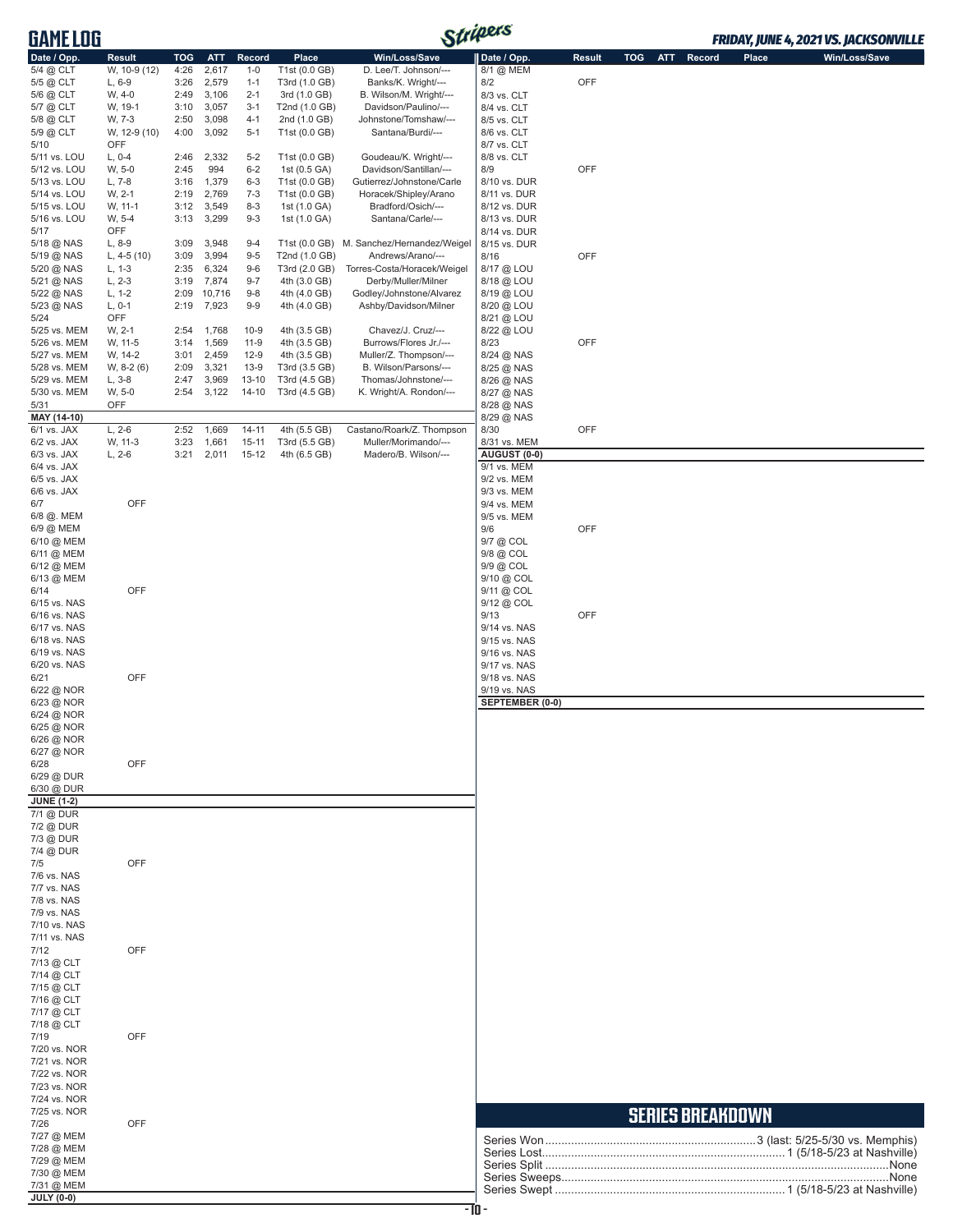# GAME LOG

*FRIDAY, JUNE 4, 2021 VS. JACKSONVILLE*

| Date / Opp. | Result | TOG | ATT | Record | Place | Win/Loss/Save |
|---|---|---|---|---|---|---|
| 5/4 @ CLT | W, 10-9 (12) | 4:26 | 2,617 | 1-0 | T1st (0.0 GB) | D. Lee/T. Johnson/--- |
| 5/5 @ CLT | L, 6-9 | 3:26 | 2,579 | 1-1 | T3rd (1.0 GB) | Banks/K. Wright/--- |
| 5/6 @ CLT | W, 4-0 | 2:49 | 3,106 | 2-1 | 3rd (1.0 GB) | B. Wilson/M. Wright/--- |
| 5/7 @ CLT | W, 19-1 | 3:10 | 3,057 | 3-1 | T2nd (1.0 GB) | Davidson/Paulino/--- |
| 5/8 @ CLT | W, 7-3 | 2:50 | 3,098 | 4-1 | 2nd (1.0 GB) | Johnstone/Tomshaw/--- |
| 5/9 @ CLT | W, 12-9 (10) | 4:00 | 3,092 | 5-1 | T1st (0.0 GB) | Santana/Burdi/--- |
| 5/10 | OFF | | | | | |
| 5/11 vs. LOU | L, 0-4 | 2:46 | 2,332 | 5-2 | T1st (0.0 GB) | Goudeau/K. Wright/--- |
| 5/12 vs. LOU | W, 5-0 | 2:45 | 994 | 6-2 | 1st (0.5 GA) | Davidson/Santillan/--- |
| 5/13 vs. LOU | L, 7-8 | 3:16 | 1,379 | 6-3 | T1st (0.0 GB) | Gutierrez/Johnstone/Carle |
| 5/14 vs. LOU | W, 2-1 | 2:19 | 2,769 | 7-3 | T1st (0.0 GB) | Horacek/Shipley/Arano |
| 5/15 vs. LOU | W, 11-1 | 3:12 | 3,549 | 8-3 | 1st (1.0 GA) | Bradford/Osich/--- |
| 5/16 vs. LOU | W, 5-4 | 3:13 | 3,299 | 9-3 | 1st (1.0 GA) | Santana/Carle/--- |
| 5/17 | OFF | | | | | |
| 5/18 @ NAS | L, 8-9 | 3:09 | 3,948 | 9-4 | T1st (0.0 GB) | M. Sanchez/Hernandez/Weigel |
| 5/19 @ NAS | L, 4-5 (10) | 3:09 | 3,994 | 9-5 | T2nd (1.0 GB) | Andrews/Arano/--- |
| 5/20 @ NAS | L, 1-3 | 2:35 | 6,324 | 9-6 | T3rd (2.0 GB) | Torres-Costa/Horacek/Weigel |
| 5/21 @ NAS | L, 2-3 | 3:19 | 7,874 | 9-7 | 4th (3.0 GB) | Derby/Muller/Milner |
| 5/22 @ NAS | L, 1-2 | 2:09 | 10,716 | 9-8 | 4th (4.0 GB) | Godley/Johnstone/Alvarez |
| 5/23 @ NAS | L, 0-1 | 2:19 | 7,923 | 9-9 | 4th (4.0 GB) | Ashby/Davidson/Milner |
| 5/24 | OFF | | | | | |
| 5/25 vs. MEM | W, 2-1 | 2:54 | 1,768 | 10-9 | 4th (3.5 GB) | Chavez/J. Cruz/--- |
| 5/26 vs. MEM | W, 11-5 | 3:14 | 1,569 | 11-9 | 4th (3.5 GB) | Burrows/Flores Jr./--- |
| 5/27 vs. MEM | W, 14-2 | 3:01 | 2,459 | 12-9 | 4th (3.5 GB) | Muller/Z. Thompson/--- |
| 5/28 vs. MEM | W, 8-2 (6) | 2:09 | 3,321 | 13-9 | T3rd (3.5 GB) | B. Wilson/Parsons/--- |
| 5/29 vs. MEM | L, 3-8 | 2:47 | 3,969 | 13-10 | T3rd (4.5 GB) | Thomas/Johnstone/--- |
| 5/30 vs. MEM | W, 5-0 | 2:54 | 3,122 | 14-10 | T3rd (4.5 GB) | K. Wright/A. Rondon/--- |
| 5/31 | OFF | | | | | |
| **MAY (14-10)** | | | | | | |
| 6/1 vs. JAX | L, 2-6 | 2:52 | 1,669 | 14-11 | 4th (5.5 GB) | Castano/Roark/Z. Thompson |
| 6/2 vs. JAX | W, 11-3 | 3:23 | 1,661 | 15-11 | T3rd (5.5 GB) | Muller/Morimando/--- |
| 6/3 vs. JAX | L, 2-6 | 3:21 | 2,011 | 15-12 | 4th (6.5 GB) | Madero/B. Wilson/--- |
| 6/4 vs. JAX | | | | | | |
| 6/5 vs. JAX | | | | | | |
| 6/6 vs. JAX | | | | | | |
| 6/7 | OFF | | | | | |
| 6/8 @. MEM | | | | | | |
| 6/9 @ MEM | | | | | | |
| 6/10 @ MEM | | | | | | |
| 6/11 @ MEM | | | | | | |
| 6/12 @ MEM | | | | | | |
| 6/13 @ MEM | | | | | | |
| 6/14 | OFF | | | | | |
| 6/15 vs. NAS | | | | | | |
| 6/16 vs. NAS | | | | | | |
| 6/17 vs. NAS | | | | | | |
| 6/18 vs. NAS | | | | | | |
| 6/19 vs. NAS | | | | | | |
| 6/20 vs. NAS | | | | | | |
| 6/21 | OFF | | | | | |
| 6/22 @ NOR | | | | | | |
| 6/23 @ NOR | | | | | | |
| 6/24 @ NOR | | | | | | |
| 6/25 @ NOR | | | | | | |
| 6/26 @ NOR | | | | | | |
| 6/27 @ NOR | | | | | | |
| 6/28 | OFF | | | | | |
| 6/29 @ DUR | | | | | | |
| 6/30 @ DUR | | | | | | |
| **JUNE (1-2)** | | | | | | |
| 7/1 @ DUR | | | | | | |
| 7/2 @ DUR | | | | | | |
| 7/3 @ DUR | | | | | | |
| 7/4 @ DUR | | | | | | |
| 7/5 | OFF | | | | | |
| 7/6 vs. NAS | | | | | | |
| 7/7 vs. NAS | | | | | | |
| 7/8 vs. NAS | | | | | | |
| 7/9 vs. NAS | | | | | | |
| 7/10 vs. NAS | | | | | | |
| 7/11 vs. NAS | | | | | | |
| 7/12 | OFF | | | | | |
| 7/13 @ CLT | | | | | | |
| 7/14 @ CLT | | | | | | |
| 7/15 @ CLT | | | | | | |
| 7/16 @ CLT | | | | | | |
| 7/17 @ CLT | | | | | | |
| 7/18 @ CLT | | | | | | |
| 7/19 | OFF | | | | | |
| 7/20 vs. NOR | | | | | | |
| 7/21 vs. NOR | | | | | | |
| 7/22 vs. NOR | | | | | | |
| 7/23 vs. NOR | | | | | | |
| 7/24 vs. NOR | | | | | | |
| 7/25 vs. NOR | | | | | | |
| 7/26 | OFF | | | | | |
| 7/27 @ MEM | | | | | | |
| 7/28 @ MEM | | | | | | |
| 7/29 @ MEM | | | | | | |
| 7/30 @ MEM | | | | | | |
| 7/31 @ MEM | | | | | | |
| **JULY (0-0)** | | | | | | |
| 8/1 @ MEM | | | | | | |
| 8/2 | OFF | | | | | |
| 8/3 vs. CLT | | | | | | |
| 8/4 vs. CLT | | | | | | |
| 8/5 vs. CLT | | | | | | |
| 8/6 vs. CLT | | | | | | |
| 8/7 vs. CLT | | | | | | |
| 8/8 vs. CLT | | | | | | |
| 8/9 | OFF | | | | | |
| 8/10 vs. DUR | | | | | | |
| 8/11 vs. DUR | | | | | | |
| 8/12 vs. DUR | | | | | | |
| 8/13 vs. DUR | | | | | | |
| 8/14 vs. DUR | | | | | | |
| 8/15 vs. DUR | | | | | | |
| 8/16 | OFF | | | | | |
| 8/17 @ LOU | | | | | | |
| 8/18 @ LOU | | | | | | |
| 8/19 @ LOU | | | | | | |
| 8/20 @ LOU | | | | | | |
| 8/21 @ LOU | | | | | | |
| 8/22 @ LOU | | | | | | |
| 8/23 | OFF | | | | | |
| 8/24 @ NAS | | | | | | |
| 8/25 @ NAS | | | | | | |
| 8/26 @ NAS | | | | | | |
| 8/27 @ NAS | | | | | | |
| 8/28 @ NAS | | | | | | |
| 8/29 @ NAS | | | | | | |
| 8/30 | OFF | | | | | |
| 8/31 vs. MEM | | | | | | |
| **AUGUST (0-0)** | | | | | | |
| 9/1 vs. MEM | | | | | | |
| 9/2 vs. MEM | | | | | | |
| 9/3 vs. MEM | | | | | | |
| 9/4 vs. MEM | | | | | | |
| 9/5 vs. MEM | | | | | | |
| 9/6 | OFF | | | | | |
| 9/7 @ COL | | | | | | |
| 9/8 @ COL | | | | | | |
| 9/9 @ COL | | | | | | |
| 9/10 @ COL | | | | | | |
| 9/11 @ COL | | | | | | |
| 9/12 @ COL | | | | | | |
| 9/13 | OFF | | | | | |
| 9/14 vs. NAS | | | | | | |
| 9/15 vs. NAS | | | | | | |
| 9/16 vs. NAS | | | | | | |
| 9/17 vs. NAS | | | | | | |
| 9/18 vs. NAS | | | | | | |
| 9/19 vs. NAS | | | | | | |
| **SEPTEMBER (0-0)** | | | | | | |

## SERIES BREAKDOWN

Series Won....................3 (last: 5/25-5/30 vs. Memphis)
Series Lost....................1 (5/18-5/23 at Nashville)
Series Split....................None
Series Sweeps....................None
Series Swept....................1 (5/18-5/23 at Nashville)